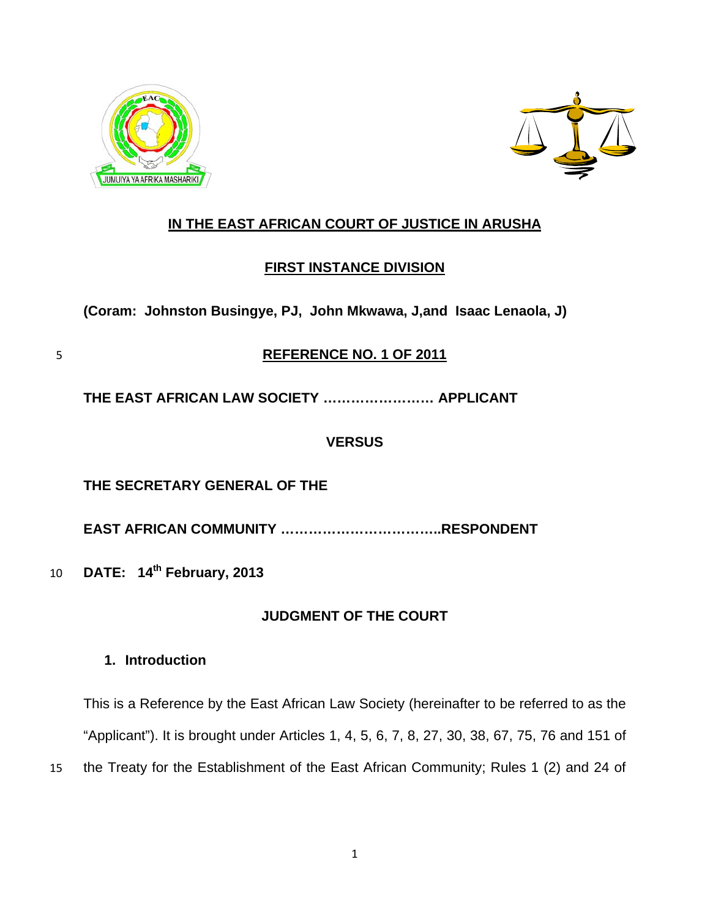## IN THE EAST AFRICAN COURT OF JUSTICE IN ARUSHA

## FIRST INSTANCE DIVISION

**(Coram: Johnston Busingye, PJ, John Mkwawa, J,and Isaac Lenaola, J)**

## REFERENCE NO. 1 OF 2011

**THE EAST AFRICAN LAW SOCIETY …………………… APPLICANT**

**VERSUS**

**THE SECRETARY GENERAL OF THE**

**EAST AFRICAN COMMUNITY ……………………………..RESPONDENT**

**DATE: 14th February, 2013**

## JUDGMENT OF THE COURT

### 1. Introduction

This is a Reference by the East African Law Society (hereinafter to be referred to as the "Applicant"). It is brought under Articles 1, 4, 5, 6, 7, 8, 27, 30, 38, 67, 75, 76 and 151 of the Treaty for the Establishment of the East African Community; Rules 1 (2) and 24 of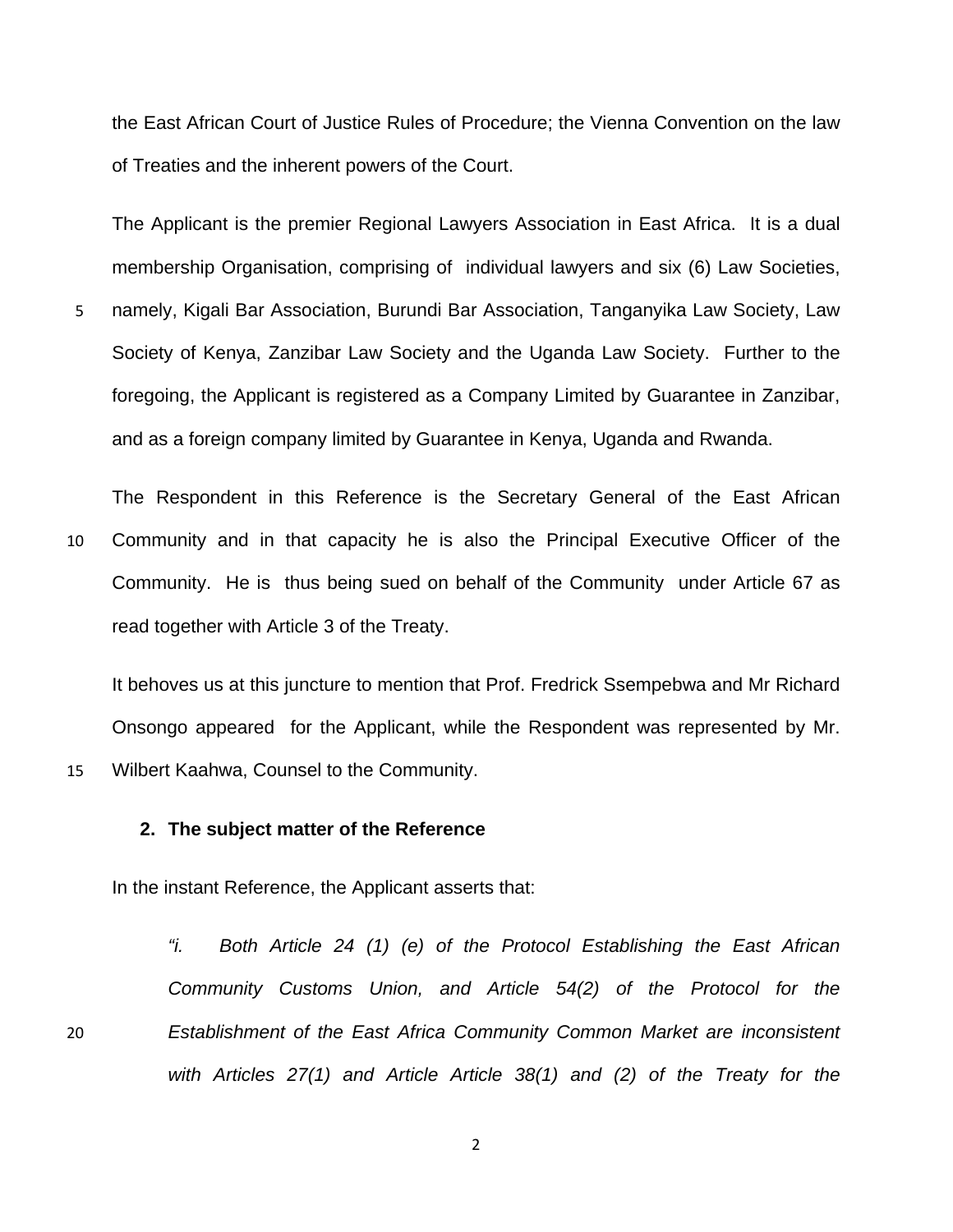the East African Court of Justice Rules of Procedure; the Vienna Convention on the law of Treaties and the inherent powers of the Court.

The Applicant is the premier Regional Lawyers Association in East Africa. It is a dual membership Organisation, comprising of individual lawyers and six (6) Law Societies, namely, Kigali Bar Association, Burundi Bar Association, Tanganyika Law Society, Law Society of Kenya, Zanzibar Law Society and the Uganda Law Society. Further to the foregoing, the Applicant is registered as a Company Limited by Guarantee in Zanzibar, and as a foreign company limited by Guarantee in Kenya, Uganda and Rwanda.

The Respondent in this Reference is the Secretary General of the East African Community and in that capacity he is also the Principal Executive Officer of the Community. He is thus being sued on behalf of the Community under Article 67 as read together with Article 3 of the Treaty.

It behoves us at this juncture to mention that Prof. Fredrick Ssempebwa and Mr Richard Onsongo appeared for the Applicant, while the Respondent was represented by Mr. Wilbert Kaahwa, Counsel to the Community.

## 2. The subject matter of the Reference

In the instant Reference, the Applicant asserts that:

> *"i. Both Article 24 (1) (e) of the Protocol Establishing the East African Community Customs Union, and Article 54(2) of the Protocol for the Establishment of the East Africa Community Common Market are inconsistent with Articles 27(1) and Article Article 38(1) and (2) of the Treaty for the*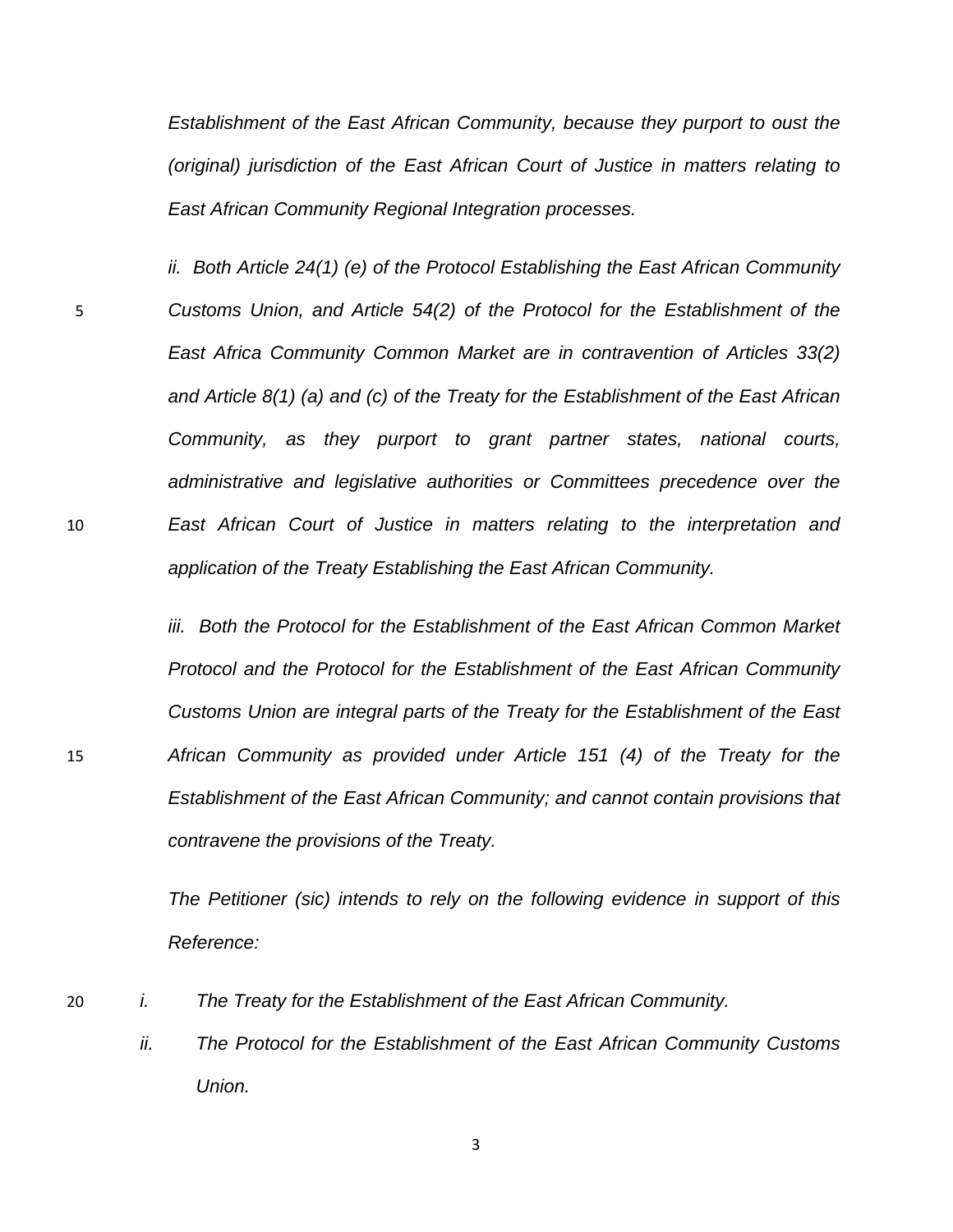*Establishment of the East African Community, because they purport to oust the (original) jurisdiction of the East African Court of Justice in matters relating to East African Community Regional Integration processes.*

*ii. Both Article 24(1) (e) of the Protocol Establishing the East African Community Customs Union, and Article 54(2) of the Protocol for the Establishment of the East Africa Community Common Market are in contravention of Articles 33(2) and Article 8(1) (a) and (c) of the Treaty for the Establishment of the East African Community, as they purport to grant partner states, national courts, administrative and legislative authorities or Committees precedence over the East African Court of Justice in matters relating to the interpretation and application of the Treaty Establishing the East African Community.*

*iii. Both the Protocol for the Establishment of the East African Common Market Protocol and the Protocol for the Establishment of the East African Community Customs Union are integral parts of the Treaty for the Establishment of the East African Community as provided under Article 151 (4) of the Treaty for the Establishment of the East African Community; and cannot contain provisions that contravene the provisions of the Treaty.*

*The Petitioner (sic) intends to rely on the following evidence in support of this Reference:*

*i. The Treaty for the Establishment of the East African Community.*

*ii. The Protocol for the Establishment of the East African Community Customs Union.*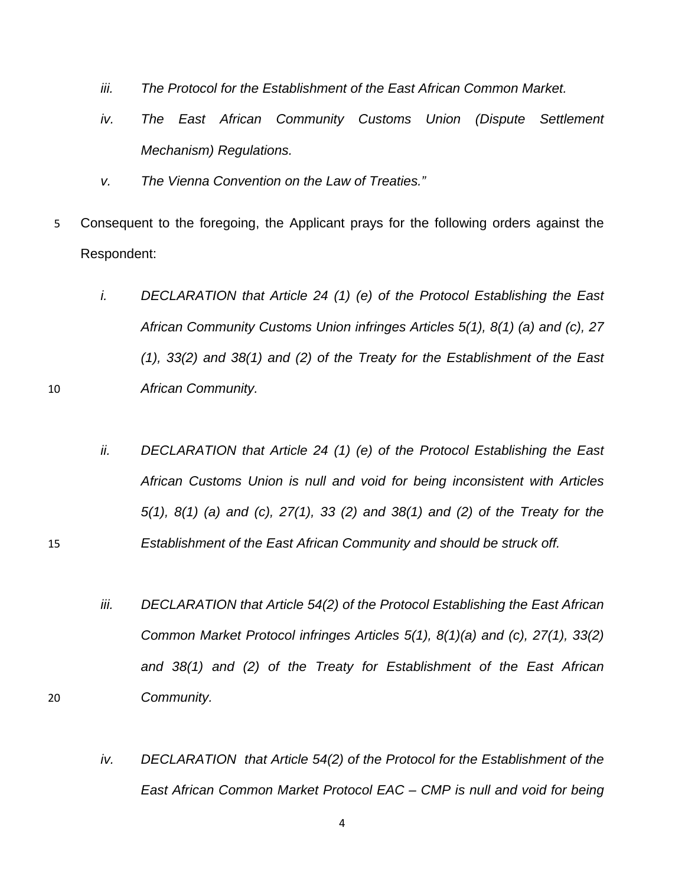*iii. The Protocol for the Establishment of the East African Common Market.*

*iv. The East African Community Customs Union (Dispute Settlement Mechanism) Regulations.*

*v. The Vienna Convention on the Law of Treaties."*

Consequent to the foregoing, the Applicant prays for the following orders against the Respondent:

*i. DECLARATION that Article 24 (1) (e) of the Protocol Establishing the East African Community Customs Union infringes Articles 5(1), 8(1) (a) and (c), 27 (1), 33(2) and 38(1) and (2) of the Treaty for the Establishment of the East African Community.*

*ii. DECLARATION that Article 24 (1) (e) of the Protocol Establishing the East African Customs Union is null and void for being inconsistent with Articles 5(1), 8(1) (a) and (c), 27(1), 33 (2) and 38(1) and (2) of the Treaty for the Establishment of the East African Community and should be struck off.*

*iii. DECLARATION that Article 54(2) of the Protocol Establishing the East African Common Market Protocol infringes Articles 5(1), 8(1)(a) and (c), 27(1), 33(2) and 38(1) and (2) of the Treaty for Establishment of the East African Community.*

*iv. DECLARATION that Article 54(2) of the Protocol for the Establishment of the East African Common Market Protocol EAC – CMP is null and void for being*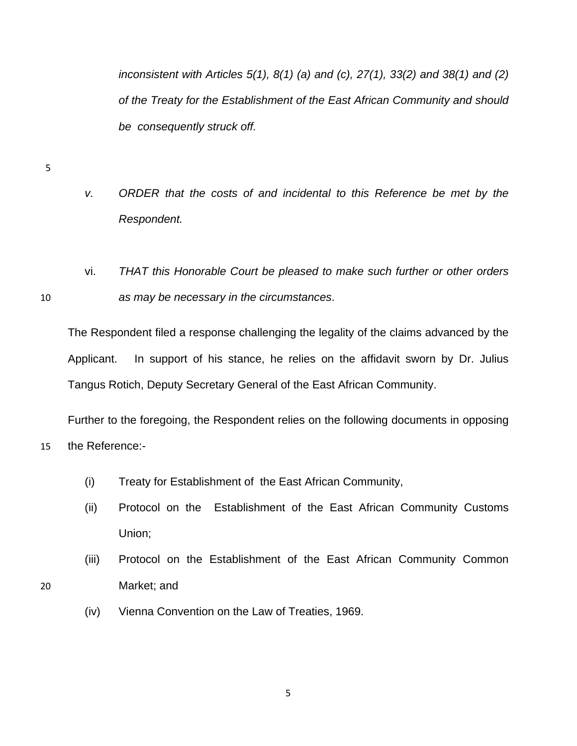*inconsistent with Articles 5(1), 8(1) (a) and (c), 27(1), 33(2) and 38(1) and (2) of the Treaty for the Establishment of the East African Community and should be consequently struck off.*

*v. ORDER that the costs of and incidental to this Reference be met by the Respondent.*

vi. *THAT this Honorable Court be pleased to make such further or other orders as may be necessary in the circumstances*.

The Respondent filed a response challenging the legality of the claims advanced by the Applicant. In support of his stance, he relies on the affidavit sworn by Dr. Julius Tangus Rotich, Deputy Secretary General of the East African Community.

Further to the foregoing, the Respondent relies on the following documents in opposing the Reference:-

(i) Treaty for Establishment of the East African Community,

(ii) Protocol on the Establishment of the East African Community Customs Union;

(iii) Protocol on the Establishment of the East African Community Common Market; and

(iv) Vienna Convention on the Law of Treaties, 1969.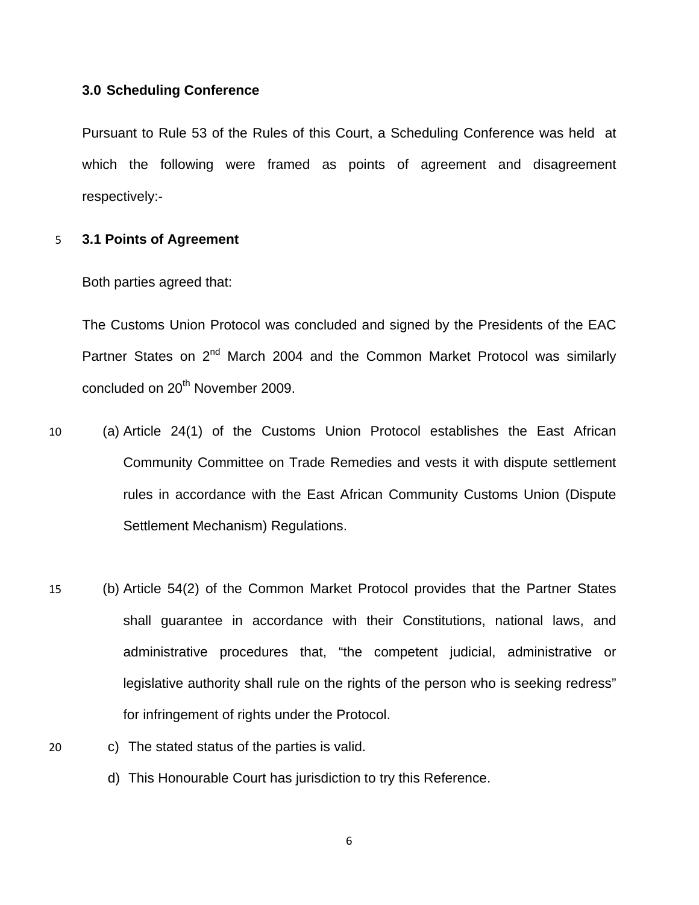### 3.0 Scheduling Conference

Pursuant to Rule 53 of the Rules of this Court, a Scheduling Conference was held at which the following were framed as points of agreement and disagreement respectively:-

#### 3.1 Points of Agreement

Both parties agreed that:

The Customs Union Protocol was concluded and signed by the Presidents of the EAC Partner States on 2nd March 2004 and the Common Market Protocol was similarly concluded on 20th November 2009.

(a) Article 24(1) of the Customs Union Protocol establishes the East African Community Committee on Trade Remedies and vests it with dispute settlement rules in accordance with the East African Community Customs Union (Dispute Settlement Mechanism) Regulations.

(b) Article 54(2) of the Common Market Protocol provides that the Partner States shall guarantee in accordance with their Constitutions, national laws, and administrative procedures that, "the competent judicial, administrative or legislative authority shall rule on the rights of the person who is seeking redress" for infringement of rights under the Protocol.

c) The stated status of the parties is valid.

d) This Honourable Court has jurisdiction to try this Reference.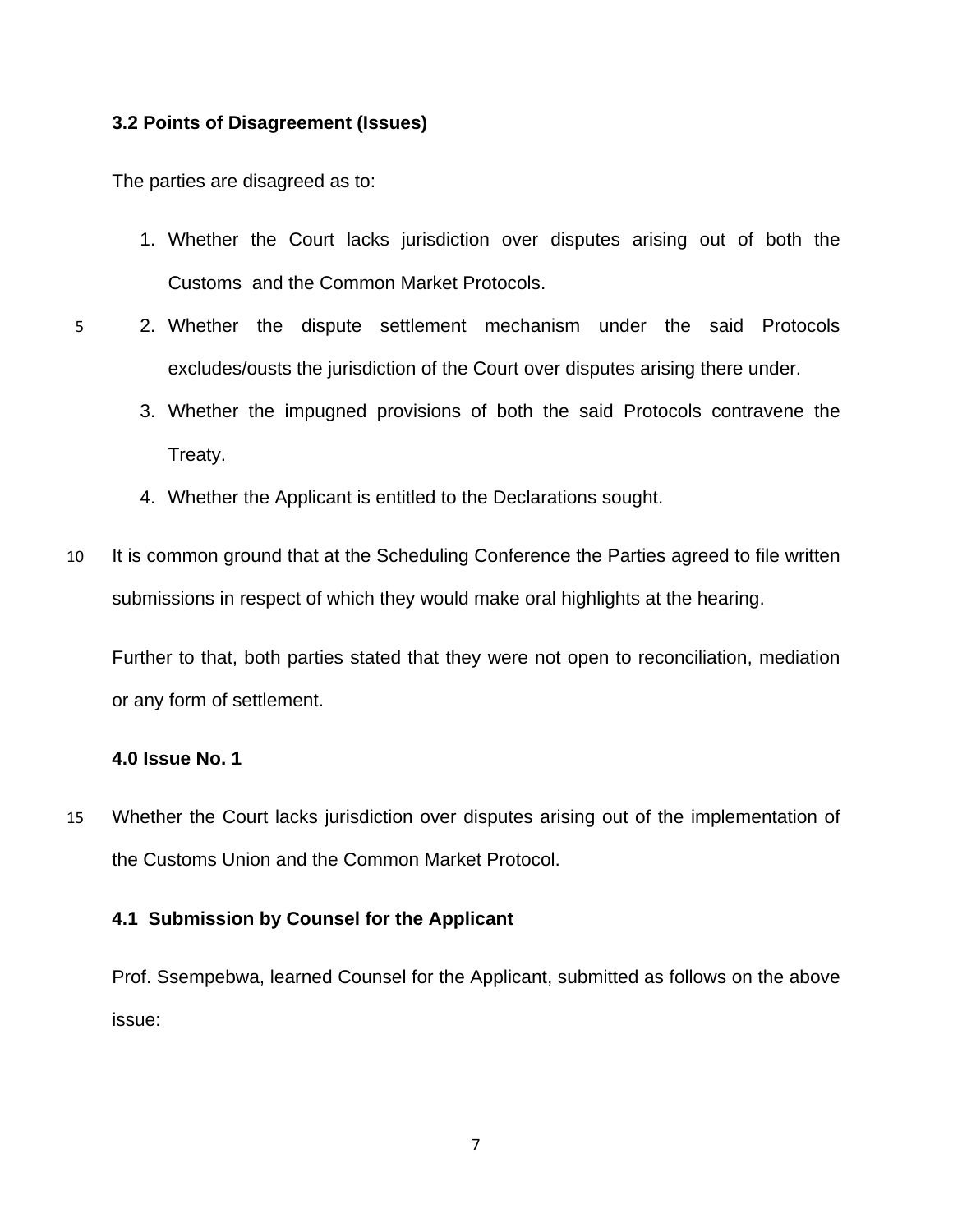### 3.2 Points of Disagreement (Issues)

The parties are disagreed as to:

1. Whether the Court lacks jurisdiction over disputes arising out of both the Customs and the Common Market Protocols.
2. Whether the dispute settlement mechanism under the said Protocols excludes/ousts the jurisdiction of the Court over disputes arising there under.
3. Whether the impugned provisions of both the said Protocols contravene the Treaty.
4. Whether the Applicant is entitled to the Declarations sought.

It is common ground that at the Scheduling Conference the Parties agreed to file written submissions in respect of which they would make oral highlights at the hearing.

Further to that, both parties stated that they were not open to reconciliation, mediation or any form of settlement.

### 4.0 Issue No. 1

Whether the Court lacks jurisdiction over disputes arising out of the implementation of the Customs Union and the Common Market Protocol.

### 4.1 Submission by Counsel for the Applicant

Prof. Ssempebwa, learned Counsel for the Applicant, submitted as follows on the above issue: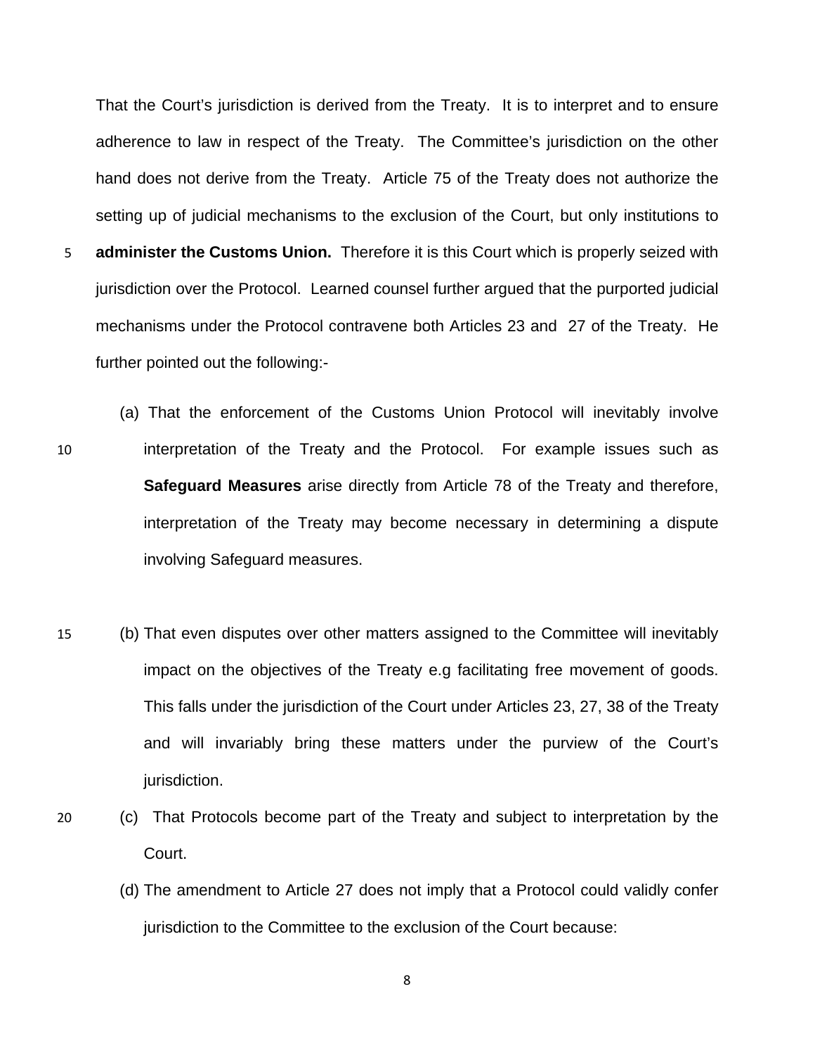That the Court's jurisdiction is derived from the Treaty. It is to interpret and to ensure adherence to law in respect of the Treaty. The Committee's jurisdiction on the other hand does not derive from the Treaty. Article 75 of the Treaty does not authorize the setting up of judicial mechanisms to the exclusion of the Court, but only institutions to **administer the Customs Union.** Therefore it is this Court which is properly seized with jurisdiction over the Protocol. Learned counsel further argued that the purported judicial mechanisms under the Protocol contravene both Articles 23 and 27 of the Treaty. He further pointed out the following:-

(a) That the enforcement of the Customs Union Protocol will inevitably involve interpretation of the Treaty and the Protocol. For example issues such as **Safeguard Measures** arise directly from Article 78 of the Treaty and therefore, interpretation of the Treaty may become necessary in determining a dispute involving Safeguard measures.

(b) That even disputes over other matters assigned to the Committee will inevitably impact on the objectives of the Treaty e.g facilitating free movement of goods. This falls under the jurisdiction of the Court under Articles 23, 27, 38 of the Treaty and will invariably bring these matters under the purview of the Court's jurisdiction.

(c) That Protocols become part of the Treaty and subject to interpretation by the Court.

(d) The amendment to Article 27 does not imply that a Protocol could validly confer jurisdiction to the Committee to the exclusion of the Court because: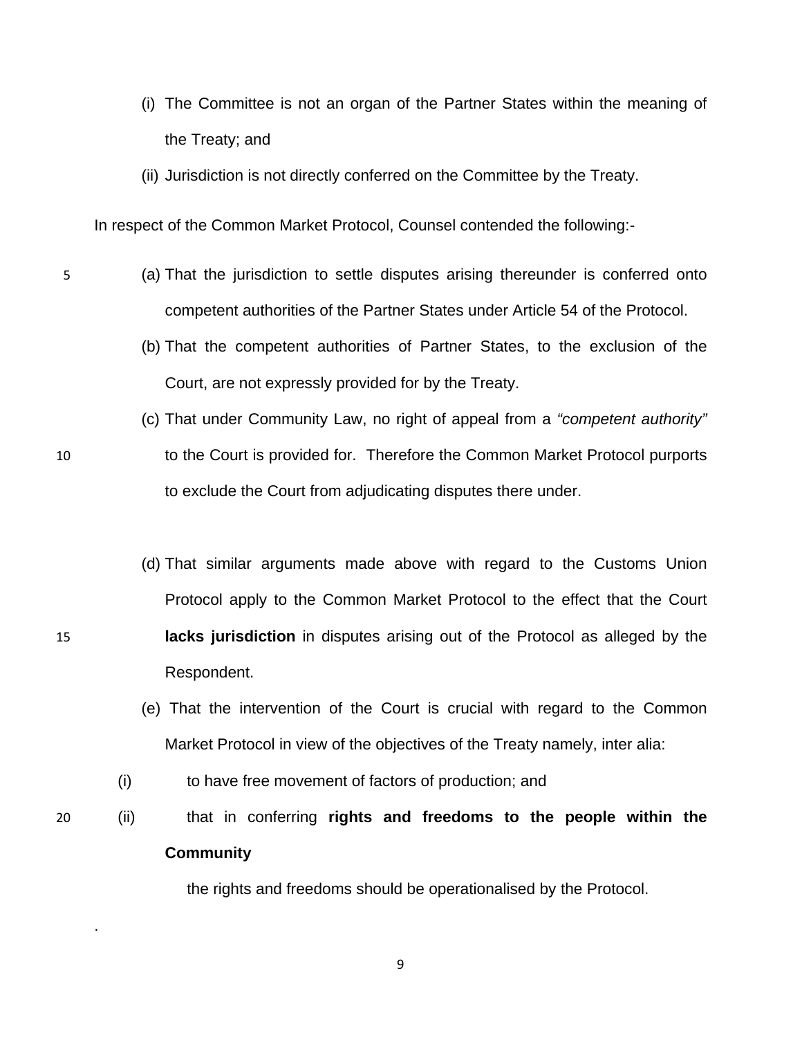(i) The Committee is not an organ of the Partner States within the meaning of the Treaty; and

(ii) Jurisdiction is not directly conferred on the Committee by the Treaty.

In respect of the Common Market Protocol, Counsel contended the following:-

(a) That the jurisdiction to settle disputes arising thereunder is conferred onto competent authorities of the Partner States under Article 54 of the Protocol.

(b) That the competent authorities of Partner States, to the exclusion of the Court, are not expressly provided for by the Treaty.

(c) That under Community Law, no right of appeal from a *"competent authority"* to the Court is provided for. Therefore the Common Market Protocol purports to exclude the Court from adjudicating disputes there under.

(d) That similar arguments made above with regard to the Customs Union Protocol apply to the Common Market Protocol to the effect that the Court **lacks jurisdiction** in disputes arising out of the Protocol as alleged by the Respondent.

(e) That the intervention of the Court is crucial with regard to the Common Market Protocol in view of the objectives of the Treaty namely, inter alia:

(i) to have free movement of factors of production; and

(ii) that in conferring **rights and freedoms to the people within the Community** the rights and freedoms should be operationalised by the Protocol.

.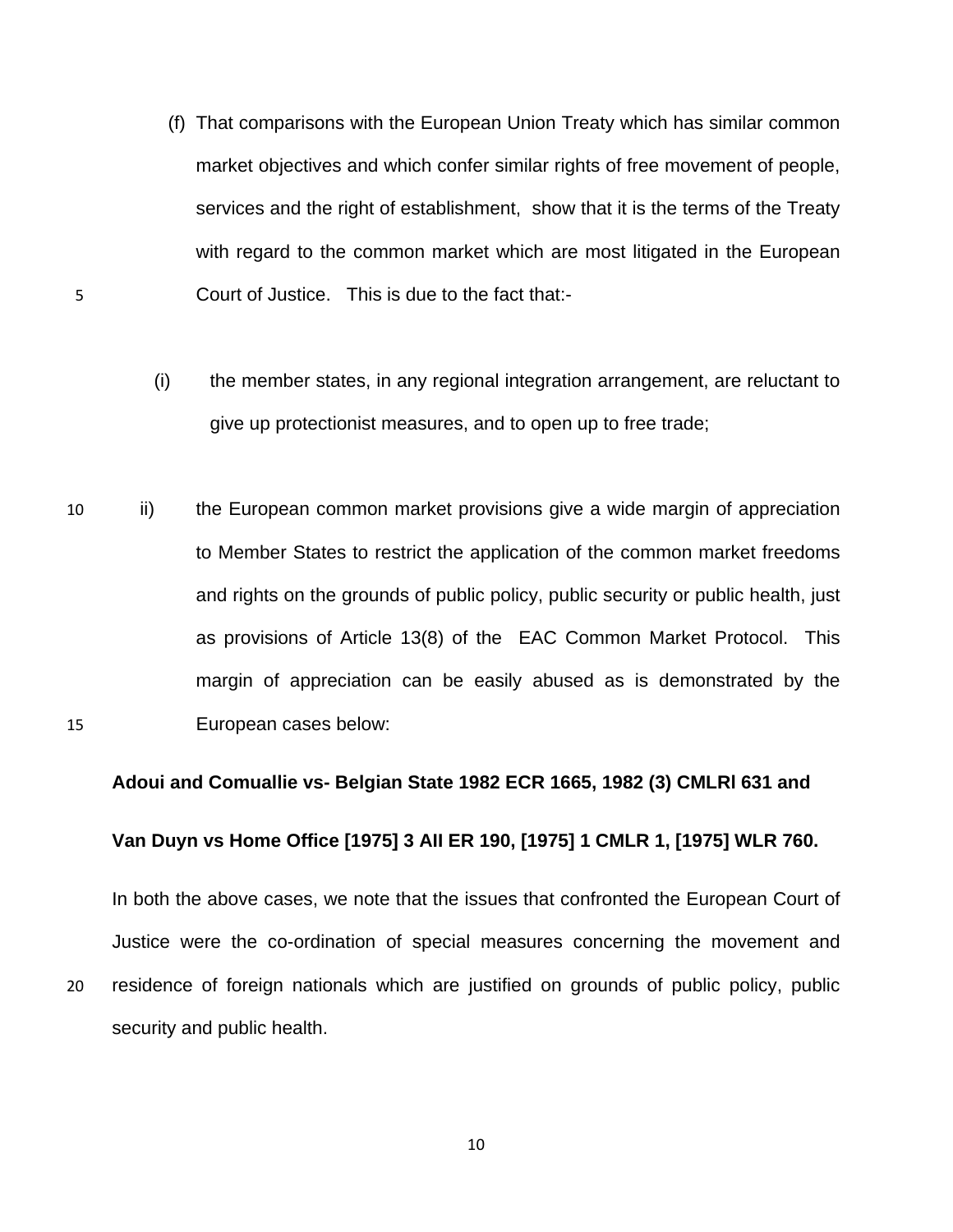(f) That comparisons with the European Union Treaty which has similar common market objectives and which confer similar rights of free movement of people, services and the right of establishment, show that it is the terms of the Treaty with regard to the common market which are most litigated in the European Court of Justice. This is due to the fact that:-

(i) the member states, in any regional integration arrangement, are reluctant to give up protectionist measures, and to open up to free trade;

ii) the European common market provisions give a wide margin of appreciation to Member States to restrict the application of the common market freedoms and rights on the grounds of public policy, public security or public health, just as provisions of Article 13(8) of the EAC Common Market Protocol. This margin of appreciation can be easily abused as is demonstrated by the European cases below:

**Adoui and Comuallie vs- Belgian State 1982 ECR 1665, 1982 (3) CMLRl 631 and**

**Van Duyn vs Home Office [1975] 3 AII ER 190, [1975] 1 CMLR 1, [1975] WLR 760.**

In both the above cases, we note that the issues that confronted the European Court of Justice were the co-ordination of special measures concerning the movement and residence of foreign nationals which are justified on grounds of public policy, public security and public health.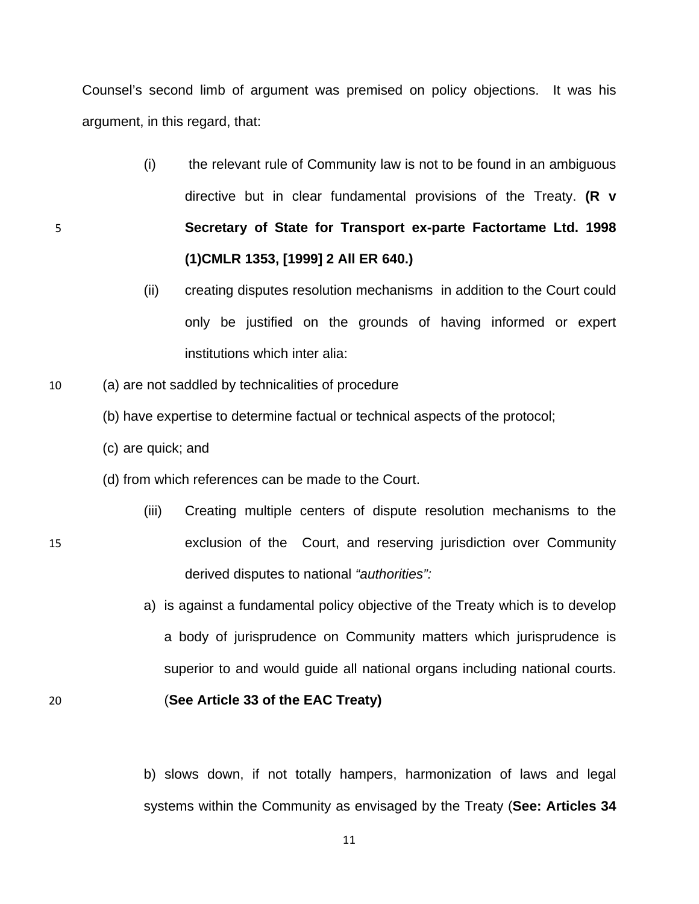Counsel's second limb of argument was premised on policy objections. It was his argument, in this regard, that:

(i) the relevant rule of Community law is not to be found in an ambiguous directive but in clear fundamental provisions of the Treaty. **(R v Secretary of State for Transport ex-parte Factortame Ltd. 1998 (1)CMLR 1353, [1999] 2 All ER 640.)**

(ii) creating disputes resolution mechanisms in addition to the Court could only be justified on the grounds of having informed or expert institutions which inter alia:

(a) are not saddled by technicalities of procedure

(b) have expertise to determine factual or technical aspects of the protocol;

(c) are quick; and

(d) from which references can be made to the Court.

(iii) Creating multiple centers of dispute resolution mechanisms to the exclusion of the Court, and reserving jurisdiction over Community derived disputes to national *"authorities":*

a) is against a fundamental policy objective of the Treaty which is to develop a body of jurisprudence on Community matters which jurisprudence is superior to and would guide all national organs including national courts. (**See Article 33 of the EAC Treaty)**

b) slows down, if not totally hampers, harmonization of laws and legal systems within the Community as envisaged by the Treaty (**See: Articles 34**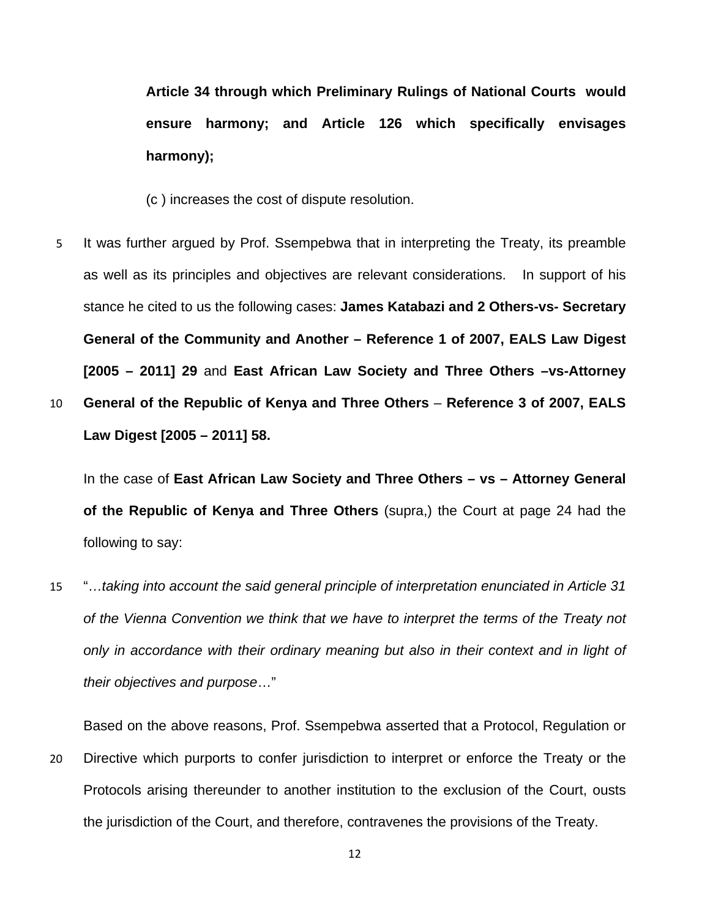**Article 34 through which Preliminary Rulings of National Courts would ensure harmony; and Article 126 which specifically envisages harmony);**

(c ) increases the cost of dispute resolution.

It was further argued by Prof. Ssempebwa that in interpreting the Treaty, its preamble as well as its principles and objectives are relevant considerations. In support of his stance he cited to us the following cases: **James Katabazi and 2 Others-vs- Secretary General of the Community and Another – Reference 1 of 2007, EALS Law Digest [2005 – 2011] 29** and **East African Law Society and Three Others –vs-Attorney General of the Republic of Kenya and Three Others** – **Reference 3 of 2007, EALS Law Digest [2005 – 2011] 58.**

In the case of **East African Law Society and Three Others – vs – Attorney General of the Republic of Kenya and Three Others** (supra,) the Court at page 24 had the following to say:

"…*taking into account the said general principle of interpretation enunciated in Article 31 of the Vienna Convention we think that we have to interpret the terms of the Treaty not only in accordance with their ordinary meaning but also in their context and in light of their objectives and purpose*…"

Based on the above reasons, Prof. Ssempebwa asserted that a Protocol, Regulation or Directive which purports to confer jurisdiction to interpret or enforce the Treaty or the Protocols arising thereunder to another institution to the exclusion of the Court, ousts the jurisdiction of the Court, and therefore, contravenes the provisions of the Treaty.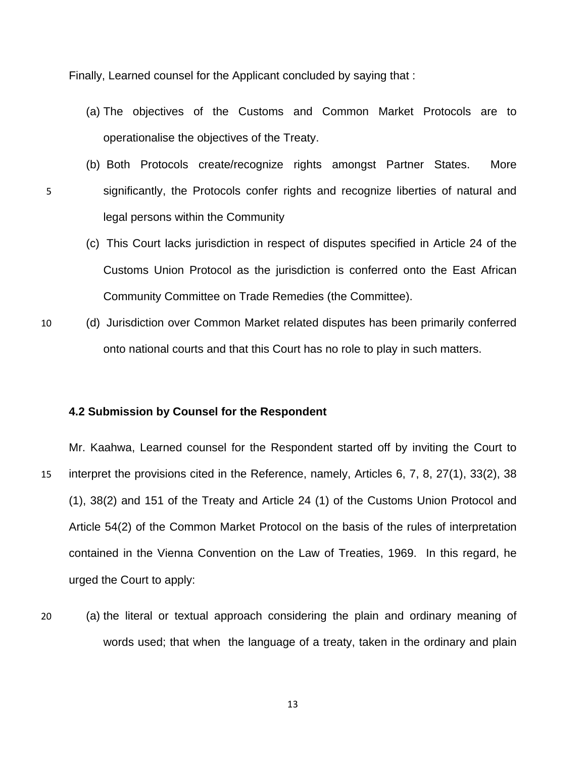Finally, Learned counsel for the Applicant concluded by saying that :

(a) The objectives of the Customs and Common Market Protocols are to operationalise the objectives of the Treaty.

(b) Both Protocols create/recognize rights amongst Partner States. More significantly, the Protocols confer rights and recognize liberties of natural and legal persons within the Community

(c) This Court lacks jurisdiction in respect of disputes specified in Article 24 of the Customs Union Protocol as the jurisdiction is conferred onto the East African Community Committee on Trade Remedies (the Committee).

(d) Jurisdiction over Common Market related disputes has been primarily conferred onto national courts and that this Court has no role to play in such matters.

**4.2 Submission by Counsel for the Respondent**

Mr. Kaahwa, Learned counsel for the Respondent started off by inviting the Court to interpret the provisions cited in the Reference, namely, Articles 6, 7, 8, 27(1), 33(2), 38 (1), 38(2) and 151 of the Treaty and Article 24 (1) of the Customs Union Protocol and Article 54(2) of the Common Market Protocol on the basis of the rules of interpretation contained in the Vienna Convention on the Law of Treaties, 1969. In this regard, he urged the Court to apply:

(a) the literal or textual approach considering the plain and ordinary meaning of words used; that when the language of a treaty, taken in the ordinary and plain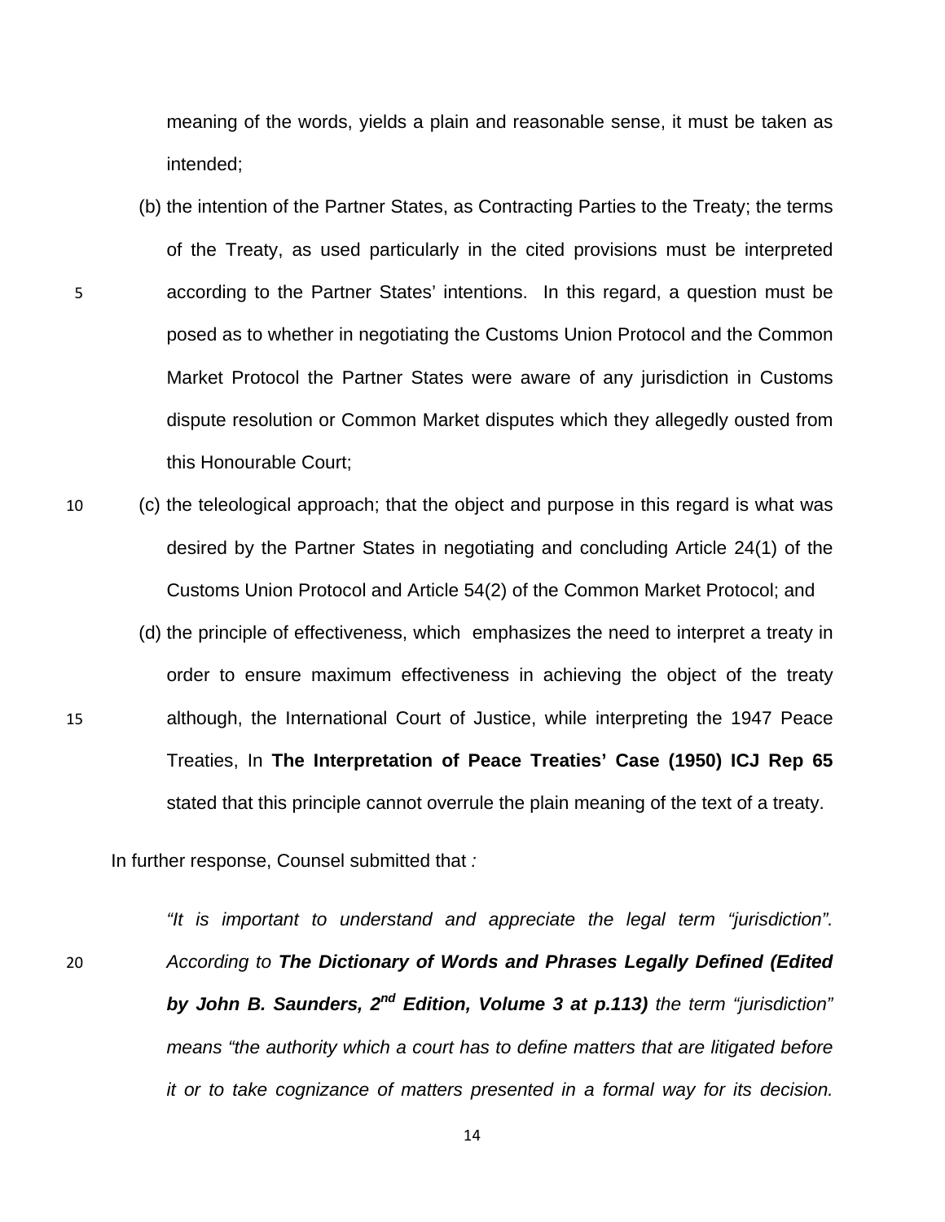meaning of the words, yields a plain and reasonable sense, it must be taken as intended;

(b) the intention of the Partner States, as Contracting Parties to the Treaty; the terms of the Treaty, as used particularly in the cited provisions must be interpreted according to the Partner States' intentions. In this regard, a question must be posed as to whether in negotiating the Customs Union Protocol and the Common Market Protocol the Partner States were aware of any jurisdiction in Customs dispute resolution or Common Market disputes which they allegedly ousted from this Honourable Court;

(c) the teleological approach; that the object and purpose in this regard is what was desired by the Partner States in negotiating and concluding Article 24(1) of the Customs Union Protocol and Article 54(2) of the Common Market Protocol; and

(d) the principle of effectiveness, which emphasizes the need to interpret a treaty in order to ensure maximum effectiveness in achieving the object of the treaty although, the International Court of Justice, while interpreting the 1947 Peace Treaties, In **The Interpretation of Peace Treaties' Case (1950) ICJ Rep 65** stated that this principle cannot overrule the plain meaning of the text of a treaty.

In further response, Counsel submitted that *:*

*"It is important to understand and appreciate the legal term "jurisdiction". According to **The Dictionary of Words and Phrases Legally Defined (Edited by John B. Saunders, 2nd Edition, Volume 3 at p.113)** the term "jurisdiction" means "the authority which a court has to define matters that are litigated before it or to take cognizance of matters presented in a formal way for its decision.*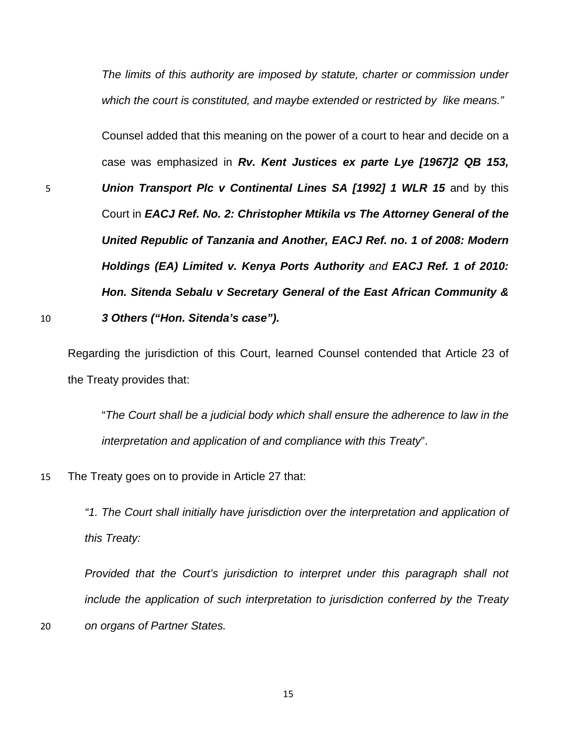*The limits of this authority are imposed by statute, charter or commission under which the court is constituted, and maybe extended or restricted by like means."*

Counsel added that this meaning on the power of a court to hear and decide on a case was emphasized in ***Rv. Kent Justices ex parte Lye [1967]2 QB 153, Union Transport Plc v Continental Lines SA [1992] 1 WLR 15*** and by this Court in ***EACJ Ref. No. 2: Christopher Mtikila vs The Attorney General of the United Republic of Tanzania and Another, EACJ Ref. no. 1 of 2008: Modern Holdings (EA) Limited v. Kenya Ports Authority*** *and* ***EACJ Ref. 1 of 2010: Hon. Sitenda Sebalu v Secretary General of the East African Community & 3 Others ("Hon. Sitenda's case").***

Regarding the jurisdiction of this Court, learned Counsel contended that Article 23 of the Treaty provides that:

"*The Court shall be a judicial body which shall ensure the adherence to law in the interpretation and application of and compliance with this Treaty*".

The Treaty goes on to provide in Article 27 that:

*"1. The Court shall initially have jurisdiction over the interpretation and application of this Treaty:*

*Provided that the Court's jurisdiction to interpret under this paragraph shall not include the application of such interpretation to jurisdiction conferred by the Treaty on organs of Partner States.*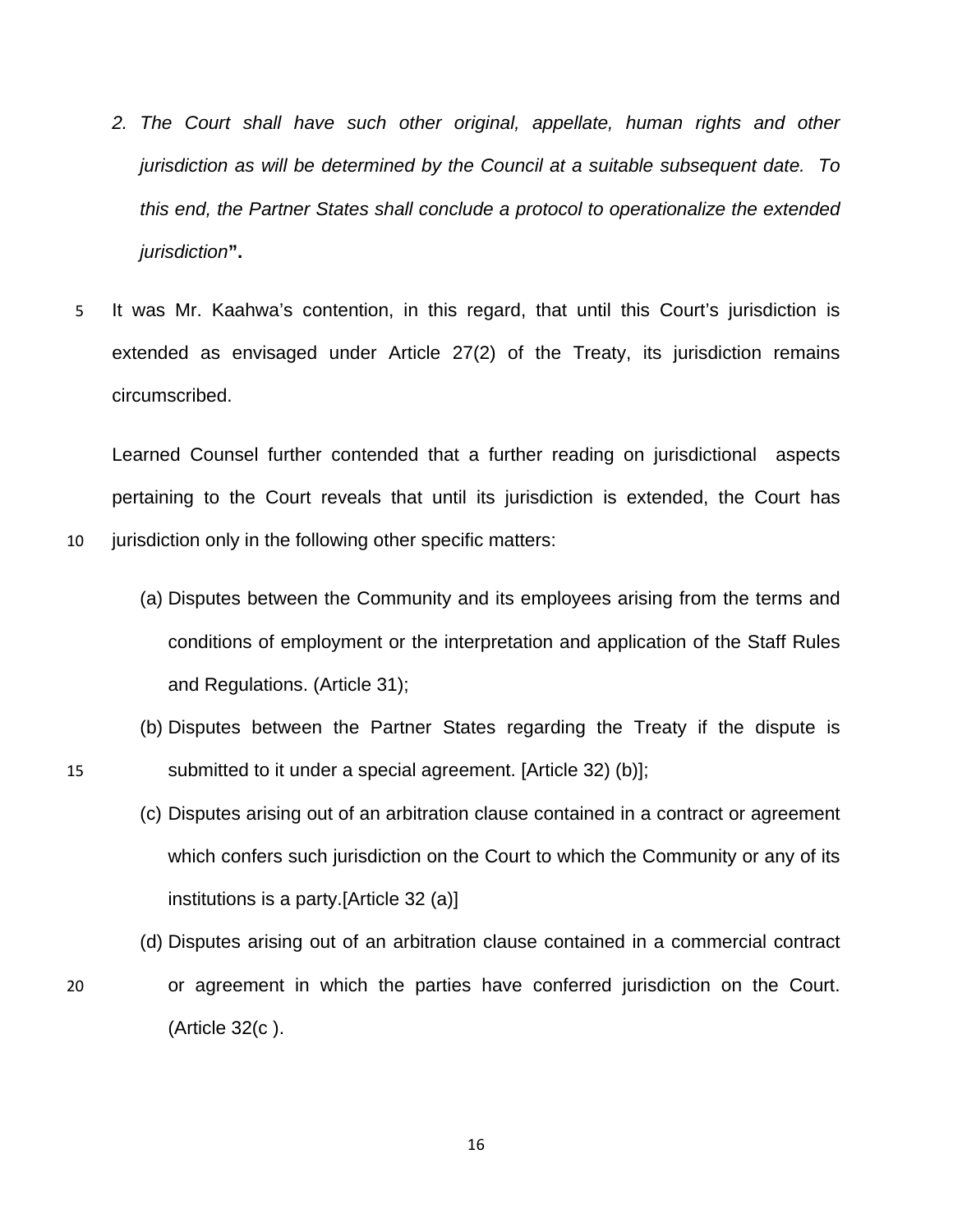2. *The Court shall have such other original, appellate, human rights and other jurisdiction as will be determined by the Council at a suitable subsequent date. To this end, the Partner States shall conclude a protocol to operationalize the extended jurisdiction***".**

It was Mr. Kaahwa's contention, in this regard, that until this Court's jurisdiction is extended as envisaged under Article 27(2) of the Treaty, its jurisdiction remains circumscribed.

Learned Counsel further contended that a further reading on jurisdictional aspects pertaining to the Court reveals that until its jurisdiction is extended, the Court has jurisdiction only in the following other specific matters:

(a) Disputes between the Community and its employees arising from the terms and conditions of employment or the interpretation and application of the Staff Rules and Regulations. (Article 31);

(b) Disputes between the Partner States regarding the Treaty if the dispute is submitted to it under a special agreement. [Article 32) (b)];

(c) Disputes arising out of an arbitration clause contained in a contract or agreement which confers such jurisdiction on the Court to which the Community or any of its institutions is a party.[Article 32 (a)]

(d) Disputes arising out of an arbitration clause contained in a commercial contract or agreement in which the parties have conferred jurisdiction on the Court. (Article 32(c ).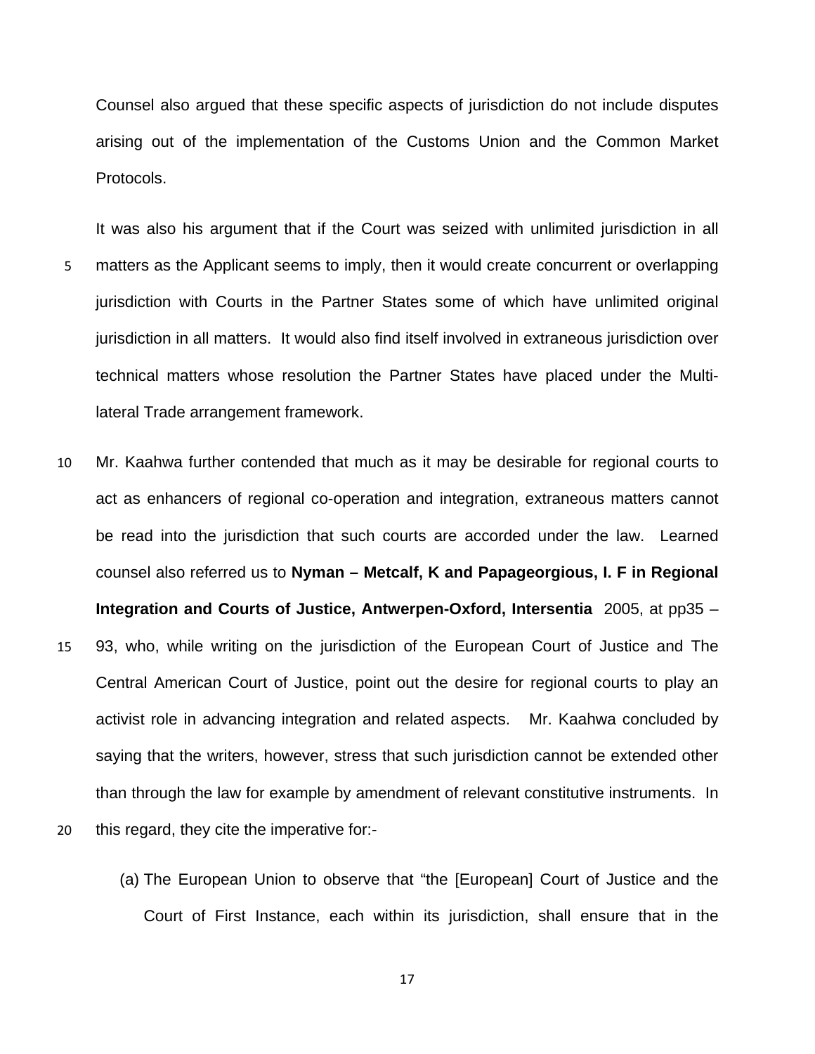Counsel also argued that these specific aspects of jurisdiction do not include disputes arising out of the implementation of the Customs Union and the Common Market Protocols.

It was also his argument that if the Court was seized with unlimited jurisdiction in all matters as the Applicant seems to imply, then it would create concurrent or overlapping jurisdiction with Courts in the Partner States some of which have unlimited original jurisdiction in all matters. It would also find itself involved in extraneous jurisdiction over technical matters whose resolution the Partner States have placed under the Multi-lateral Trade arrangement framework.

Mr. Kaahwa further contended that much as it may be desirable for regional courts to act as enhancers of regional co-operation and integration, extraneous matters cannot be read into the jurisdiction that such courts are accorded under the law. Learned counsel also referred us to **Nyman – Metcalf, K and Papageorgious, I. F in Regional Integration and Courts of Justice, Antwerpen-Oxford, Intersentia** 2005, at pp35 – 93, who, while writing on the jurisdiction of the European Court of Justice and The Central American Court of Justice, point out the desire for regional courts to play an activist role in advancing integration and related aspects. Mr. Kaahwa concluded by saying that the writers, however, stress that such jurisdiction cannot be extended other than through the law for example by amendment of relevant constitutive instruments. In this regard, they cite the imperative for:-

(a) The European Union to observe that "the [European] Court of Justice and the Court of First Instance, each within its jurisdiction, shall ensure that in the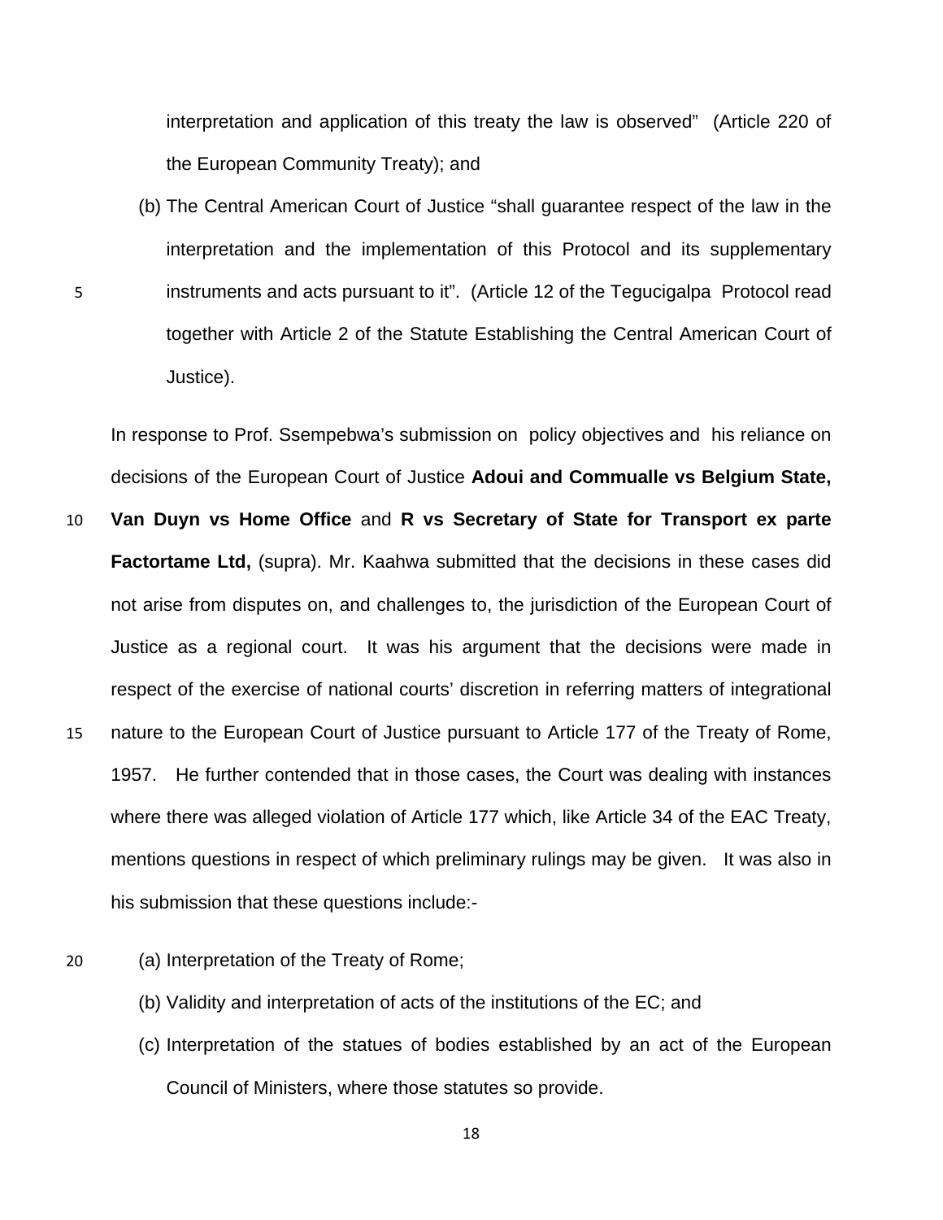interpretation and application of this treaty the law is observed" (Article 220 of the European Community Treaty); and

(b) The Central American Court of Justice "shall guarantee respect of the law in the interpretation and the implementation of this Protocol and its supplementary instruments and acts pursuant to it". (Article 12 of the Tegucigalpa Protocol read together with Article 2 of the Statute Establishing the Central American Court of Justice).

In response to Prof. Ssempebwa's submission on policy objectives and his reliance on decisions of the European Court of Justice **Adoui and Commualle vs Belgium State, Van Duyn vs Home Office** and **R vs Secretary of State for Transport ex parte Factortame Ltd,** (supra). Mr. Kaahwa submitted that the decisions in these cases did not arise from disputes on, and challenges to, the jurisdiction of the European Court of Justice as a regional court. It was his argument that the decisions were made in respect of the exercise of national courts' discretion in referring matters of integrational nature to the European Court of Justice pursuant to Article 177 of the Treaty of Rome, 1957. He further contended that in those cases, the Court was dealing with instances where there was alleged violation of Article 177 which, like Article 34 of the EAC Treaty, mentions questions in respect of which preliminary rulings may be given. It was also in his submission that these questions include:-

(a) Interpretation of the Treaty of Rome;

(b) Validity and interpretation of acts of the institutions of the EC; and

(c) Interpretation of the statues of bodies established by an act of the European Council of Ministers, where those statutes so provide.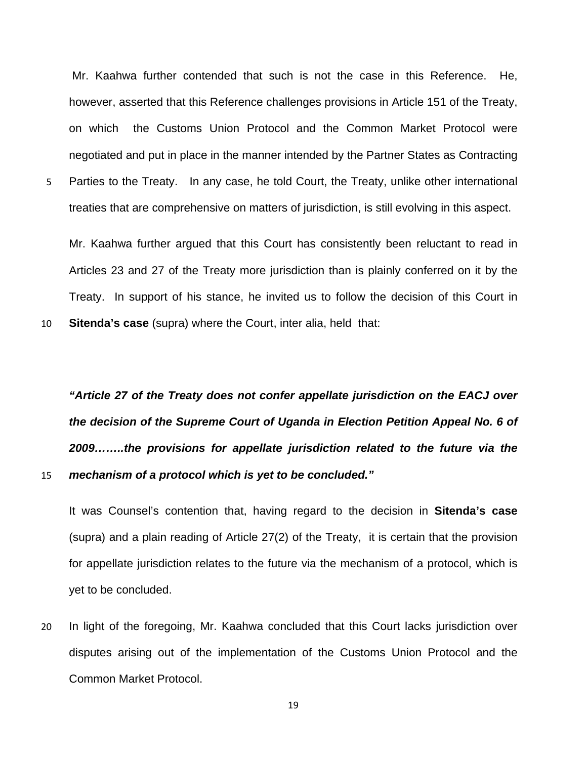Mr. Kaahwa further contended that such is not the case in this Reference. He, however, asserted that this Reference challenges provisions in Article 151 of the Treaty, on which the Customs Union Protocol and the Common Market Protocol were negotiated and put in place in the manner intended by the Partner States as Contracting Parties to the Treaty. In any case, he told Court, the Treaty, unlike other international treaties that are comprehensive on matters of jurisdiction, is still evolving in this aspect.

Mr. Kaahwa further argued that this Court has consistently been reluctant to read in Articles 23 and 27 of the Treaty more jurisdiction than is plainly conferred on it by the Treaty. In support of his stance, he invited us to follow the decision of this Court in **Sitenda's case** (supra) where the Court, inter alia, held that:

***"Article 27 of the Treaty does not confer appellate jurisdiction on the EACJ over the decision of the Supreme Court of Uganda in Election Petition Appeal No. 6 of 2009……..the provisions for appellate jurisdiction related to the future via the mechanism of a protocol which is yet to be concluded."***

It was Counsel's contention that, having regard to the decision in **Sitenda's case** (supra) and a plain reading of Article 27(2) of the Treaty, it is certain that the provision for appellate jurisdiction relates to the future via the mechanism of a protocol, which is yet to be concluded.

In light of the foregoing, Mr. Kaahwa concluded that this Court lacks jurisdiction over disputes arising out of the implementation of the Customs Union Protocol and the Common Market Protocol.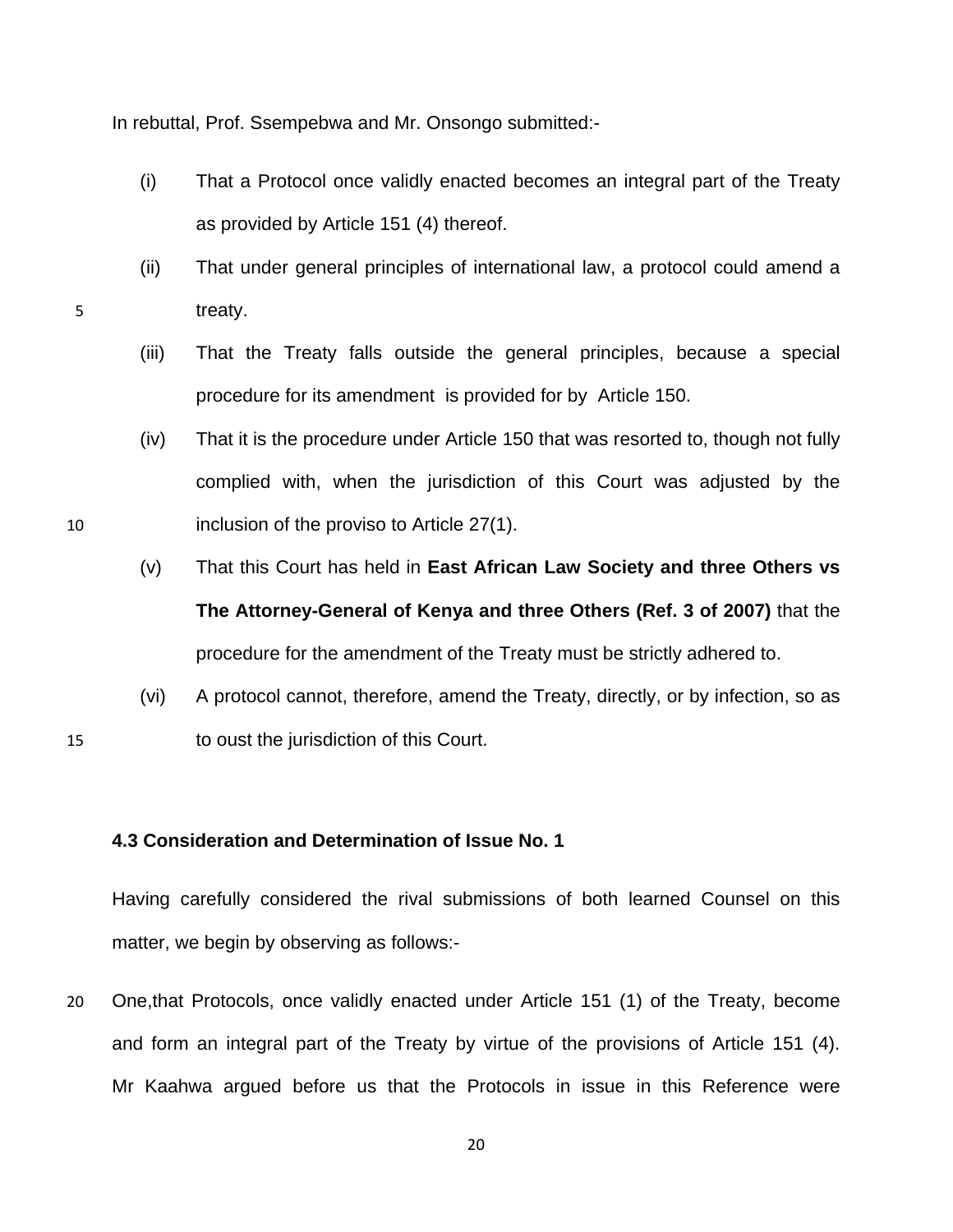In rebuttal, Prof. Ssempebwa and Mr. Onsongo submitted:-

(i) That a Protocol once validly enacted becomes an integral part of the Treaty as provided by Article 151 (4) thereof.

(ii) That under general principles of international law, a protocol could amend a treaty.

(iii) That the Treaty falls outside the general principles, because a special procedure for its amendment is provided for by Article 150.

(iv) That it is the procedure under Article 150 that was resorted to, though not fully complied with, when the jurisdiction of this Court was adjusted by the inclusion of the proviso to Article 27(1).

(v) That this Court has held in **East African Law Society and three Others vs The Attorney-General of Kenya and three Others (Ref. 3 of 2007)** that the procedure for the amendment of the Treaty must be strictly adhered to.

(vi) A protocol cannot, therefore, amend the Treaty, directly, or by infection, so as to oust the jurisdiction of this Court.

### 4.3 Consideration and Determination of Issue No. 1

Having carefully considered the rival submissions of both learned Counsel on this matter, we begin by observing as follows:-

One,that Protocols, once validly enacted under Article 151 (1) of the Treaty, become and form an integral part of the Treaty by virtue of the provisions of Article 151 (4). Mr Kaahwa argued before us that the Protocols in issue in this Reference were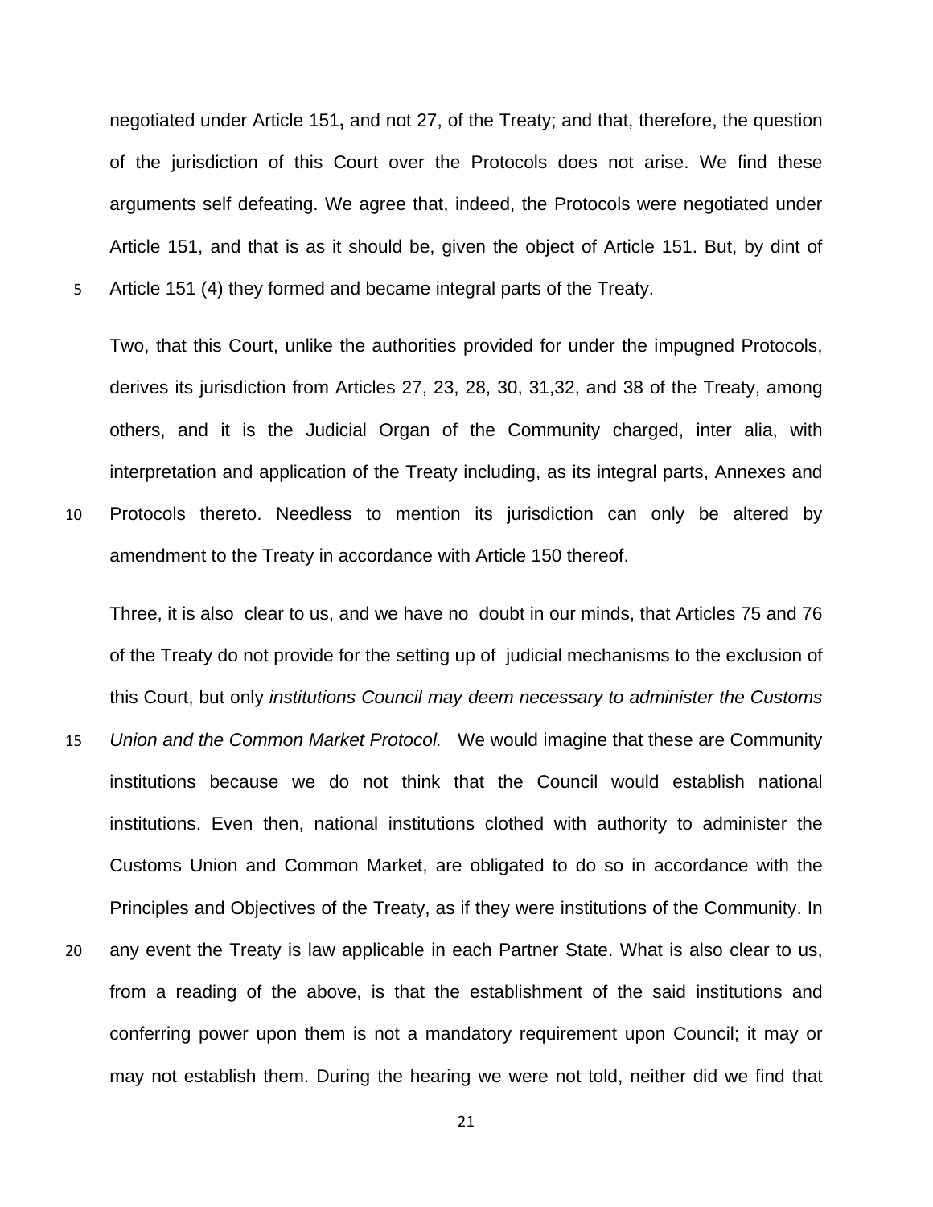negotiated under Article 151**,** and not 27, of the Treaty; and that, therefore, the question of the jurisdiction of this Court over the Protocols does not arise. We find these arguments self defeating. We agree that, indeed, the Protocols were negotiated under Article 151, and that is as it should be, given the object of Article 151. But, by dint of Article 151 (4) they formed and became integral parts of the Treaty.

Two, that this Court, unlike the authorities provided for under the impugned Protocols, derives its jurisdiction from Articles 27, 23, 28, 30, 31,32, and 38 of the Treaty, among others, and it is the Judicial Organ of the Community charged, inter alia, with interpretation and application of the Treaty including, as its integral parts, Annexes and Protocols thereto. Needless to mention its jurisdiction can only be altered by amendment to the Treaty in accordance with Article 150 thereof.

Three, it is also clear to us, and we have no doubt in our minds, that Articles 75 and 76 of the Treaty do not provide for the setting up of judicial mechanisms to the exclusion of this Court, but only *institutions Council may deem necessary to administer the Customs Union and the Common Market Protocol.* We would imagine that these are Community institutions because we do not think that the Council would establish national institutions. Even then, national institutions clothed with authority to administer the Customs Union and Common Market, are obligated to do so in accordance with the Principles and Objectives of the Treaty, as if they were institutions of the Community. In any event the Treaty is law applicable in each Partner State. What is also clear to us, from a reading of the above, is that the establishment of the said institutions and conferring power upon them is not a mandatory requirement upon Council; it may or may not establish them. During the hearing we were not told, neither did we find that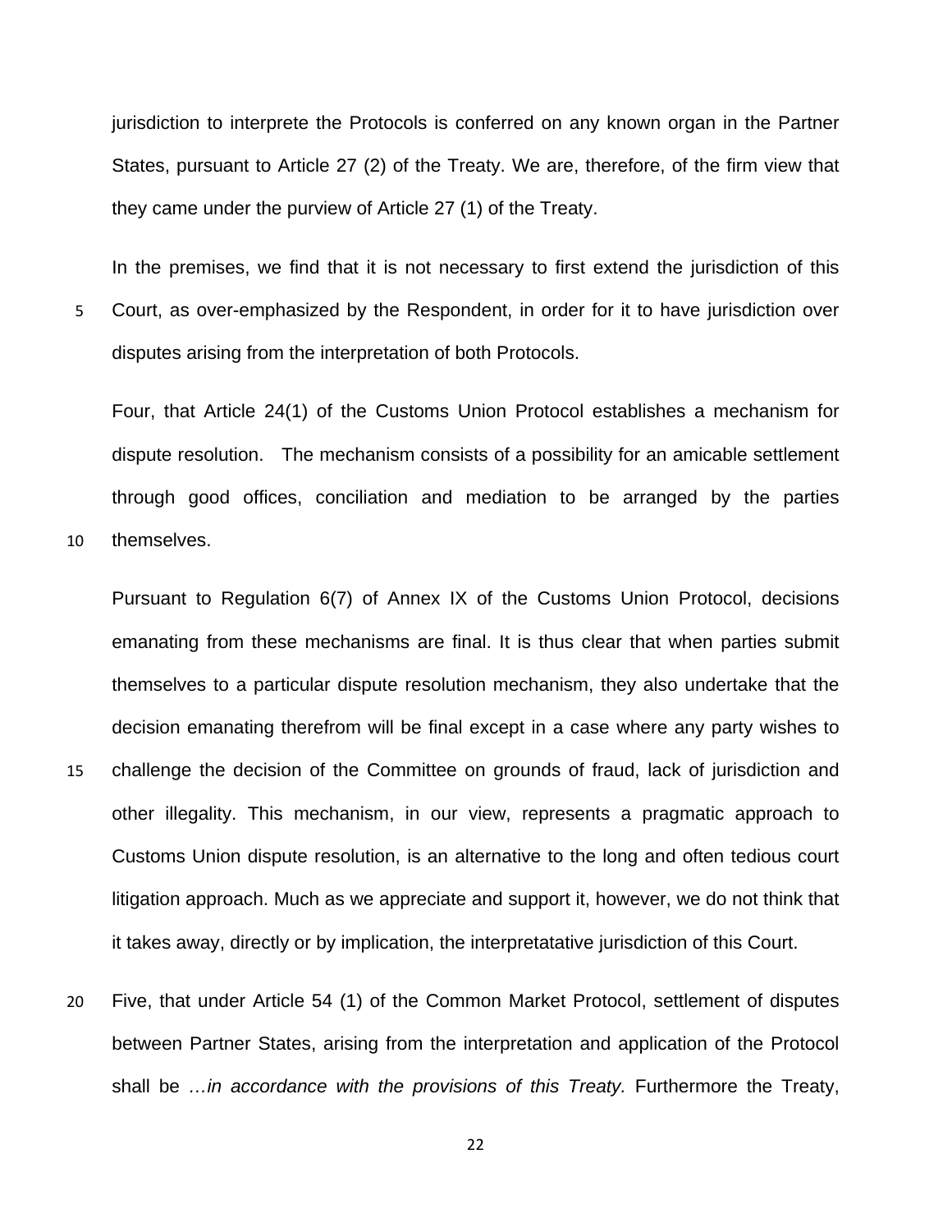jurisdiction to interprete the Protocols is conferred on any known organ in the Partner States, pursuant to Article 27 (2) of the Treaty. We are, therefore, of the firm view that they came under the purview of Article 27 (1) of the Treaty.

In the premises, we find that it is not necessary to first extend the jurisdiction of this Court, as over-emphasized by the Respondent, in order for it to have jurisdiction over disputes arising from the interpretation of both Protocols.

Four, that Article 24(1) of the Customs Union Protocol establishes a mechanism for dispute resolution. The mechanism consists of a possibility for an amicable settlement through good offices, conciliation and mediation to be arranged by the parties themselves.

Pursuant to Regulation 6(7) of Annex IX of the Customs Union Protocol, decisions emanating from these mechanisms are final. It is thus clear that when parties submit themselves to a particular dispute resolution mechanism, they also undertake that the decision emanating therefrom will be final except in a case where any party wishes to challenge the decision of the Committee on grounds of fraud, lack of jurisdiction and other illegality. This mechanism, in our view, represents a pragmatic approach to Customs Union dispute resolution, is an alternative to the long and often tedious court litigation approach. Much as we appreciate and support it, however, we do not think that it takes away, directly or by implication, the interpretatative jurisdiction of this Court.

Five, that under Article 54 (1) of the Common Market Protocol, settlement of disputes between Partner States, arising from the interpretation and application of the Protocol shall be *…in accordance with the provisions of this Treaty.* Furthermore the Treaty,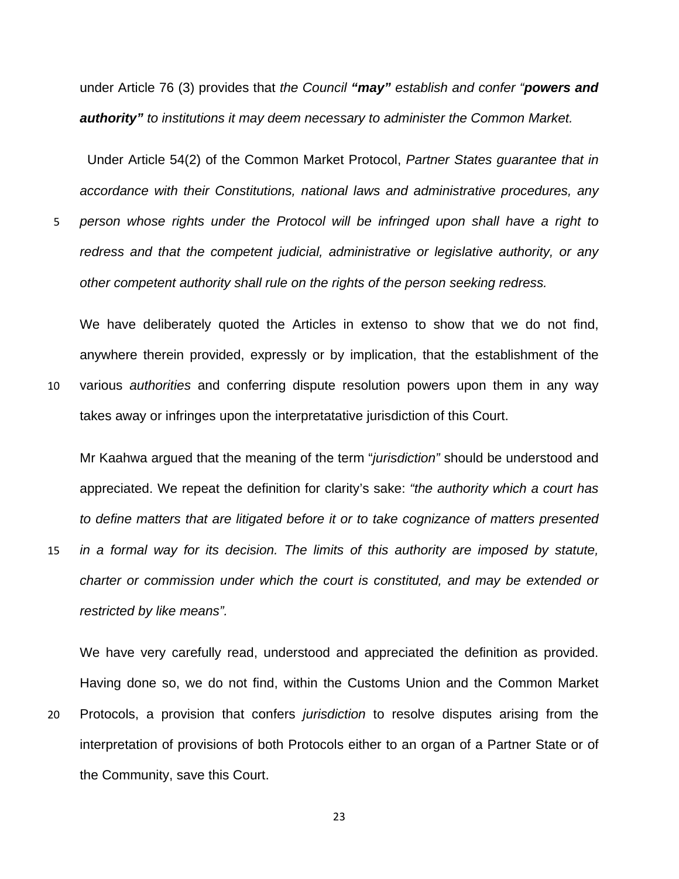under Article 76 (3) provides that *the Council **"may"** establish and confer "**powers and authority"** to institutions it may deem necessary to administer the Common Market.*

Under Article 54(2) of the Common Market Protocol, *Partner States guarantee that in accordance with their Constitutions, national laws and administrative procedures, any person whose rights under the Protocol will be infringed upon shall have a right to redress and that the competent judicial, administrative or legislative authority, or any other competent authority shall rule on the rights of the person seeking redress.*

We have deliberately quoted the Articles in extenso to show that we do not find, anywhere therein provided, expressly or by implication, that the establishment of the various *authorities* and conferring dispute resolution powers upon them in any way takes away or infringes upon the interpretatative jurisdiction of this Court.

Mr Kaahwa argued that the meaning of the term "*jurisdiction"* should be understood and appreciated. We repeat the definition for clarity's sake: *"the authority which a court has to define matters that are litigated before it or to take cognizance of matters presented in a formal way for its decision. The limits of this authority are imposed by statute, charter or commission under which the court is constituted, and may be extended or restricted by like means".*

We have very carefully read, understood and appreciated the definition as provided. Having done so, we do not find, within the Customs Union and the Common Market Protocols, a provision that confers *jurisdiction* to resolve disputes arising from the interpretation of provisions of both Protocols either to an organ of a Partner State or of the Community, save this Court.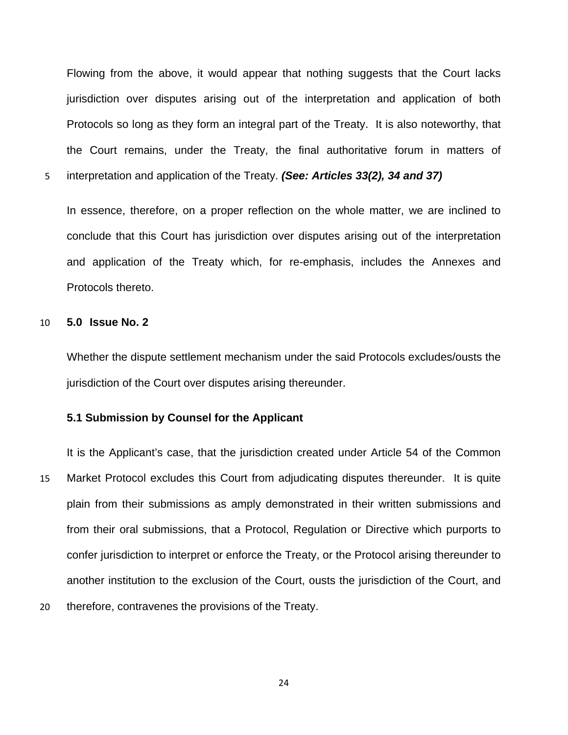Flowing from the above, it would appear that nothing suggests that the Court lacks jurisdiction over disputes arising out of the interpretation and application of both Protocols so long as they form an integral part of the Treaty. It is also noteworthy, that the Court remains, under the Treaty, the final authoritative forum in matters of interpretation and application of the Treaty. ***(See: Articles 33(2), 34 and 37)***

In essence, therefore, on a proper reflection on the whole matter, we are inclined to conclude that this Court has jurisdiction over disputes arising out of the interpretation and application of the Treaty which, for re-emphasis, includes the Annexes and Protocols thereto.

## 5.0 Issue No. 2

Whether the dispute settlement mechanism under the said Protocols excludes/ousts the jurisdiction of the Court over disputes arising thereunder.

### 5.1 Submission by Counsel for the Applicant

It is the Applicant's case, that the jurisdiction created under Article 54 of the Common Market Protocol excludes this Court from adjudicating disputes thereunder. It is quite plain from their submissions as amply demonstrated in their written submissions and from their oral submissions, that a Protocol, Regulation or Directive which purports to confer jurisdiction to interpret or enforce the Treaty, or the Protocol arising thereunder to another institution to the exclusion of the Court, ousts the jurisdiction of the Court, and therefore, contravenes the provisions of the Treaty.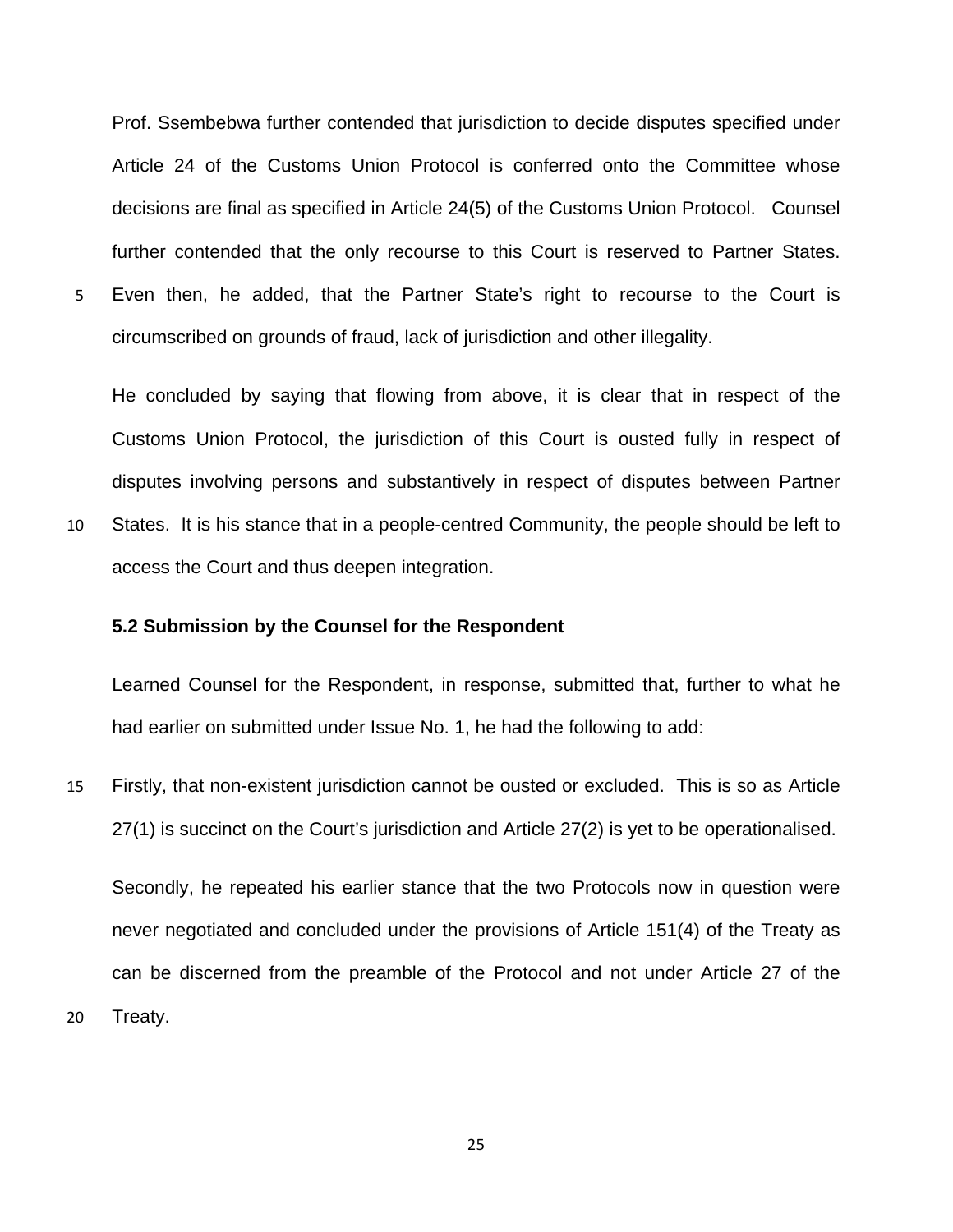Prof. Ssembebwa further contended that jurisdiction to decide disputes specified under Article 24 of the Customs Union Protocol is conferred onto the Committee whose decisions are final as specified in Article 24(5) of the Customs Union Protocol. Counsel further contended that the only recourse to this Court is reserved to Partner States. Even then, he added, that the Partner State's right to recourse to the Court is circumscribed on grounds of fraud, lack of jurisdiction and other illegality.

He concluded by saying that flowing from above, it is clear that in respect of the Customs Union Protocol, the jurisdiction of this Court is ousted fully in respect of disputes involving persons and substantively in respect of disputes between Partner States. It is his stance that in a people-centred Community, the people should be left to access the Court and thus deepen integration.

**5.2 Submission by the Counsel for the Respondent**

Learned Counsel for the Respondent, in response, submitted that, further to what he had earlier on submitted under Issue No. 1, he had the following to add:

Firstly, that non-existent jurisdiction cannot be ousted or excluded. This is so as Article 27(1) is succinct on the Court's jurisdiction and Article 27(2) is yet to be operationalised.

Secondly, he repeated his earlier stance that the two Protocols now in question were never negotiated and concluded under the provisions of Article 151(4) of the Treaty as can be discerned from the preamble of the Protocol and not under Article 27 of the Treaty.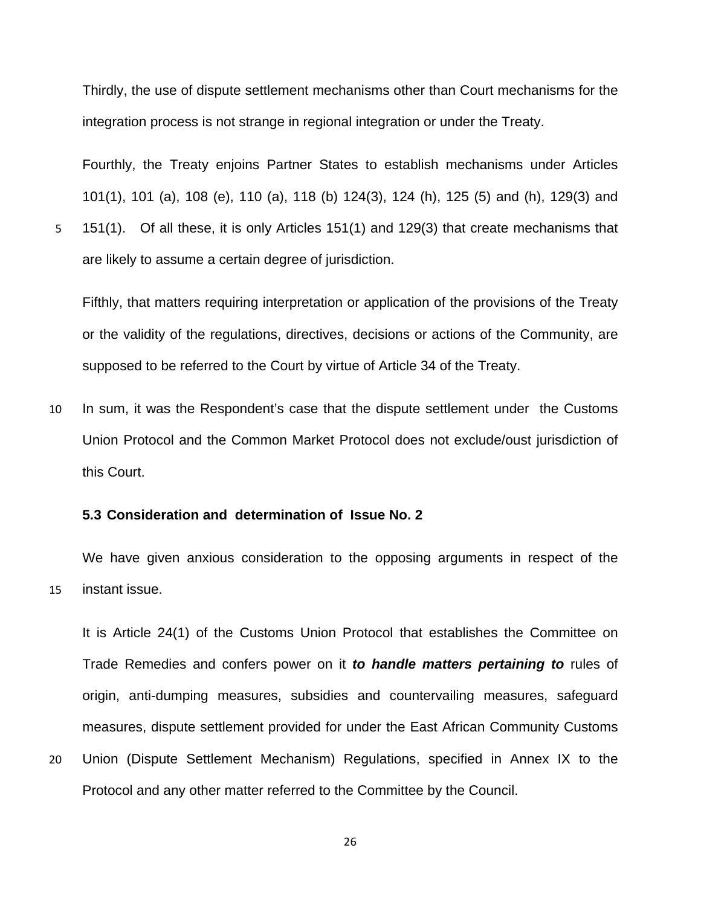Thirdly, the use of dispute settlement mechanisms other than Court mechanisms for the integration process is not strange in regional integration or under the Treaty.

Fourthly, the Treaty enjoins Partner States to establish mechanisms under Articles 101(1), 101 (a), 108 (e), 110 (a), 118 (b) 124(3), 124 (h), 125 (5) and (h), 129(3) and 151(1). Of all these, it is only Articles 151(1) and 129(3) that create mechanisms that are likely to assume a certain degree of jurisdiction.

Fifthly, that matters requiring interpretation or application of the provisions of the Treaty or the validity of the regulations, directives, decisions or actions of the Community, are supposed to be referred to the Court by virtue of Article 34 of the Treaty.

In sum, it was the Respondent's case that the dispute settlement under the Customs Union Protocol and the Common Market Protocol does not exclude/oust jurisdiction of this Court.

### 5.3 Consideration and determination of Issue No. 2

We have given anxious consideration to the opposing arguments in respect of the instant issue.

It is Article 24(1) of the Customs Union Protocol that establishes the Committee on Trade Remedies and confers power on it ***to handle matters pertaining to*** rules of origin, anti-dumping measures, subsidies and countervailing measures, safeguard measures, dispute settlement provided for under the East African Community Customs Union (Dispute Settlement Mechanism) Regulations, specified in Annex IX to the Protocol and any other matter referred to the Committee by the Council.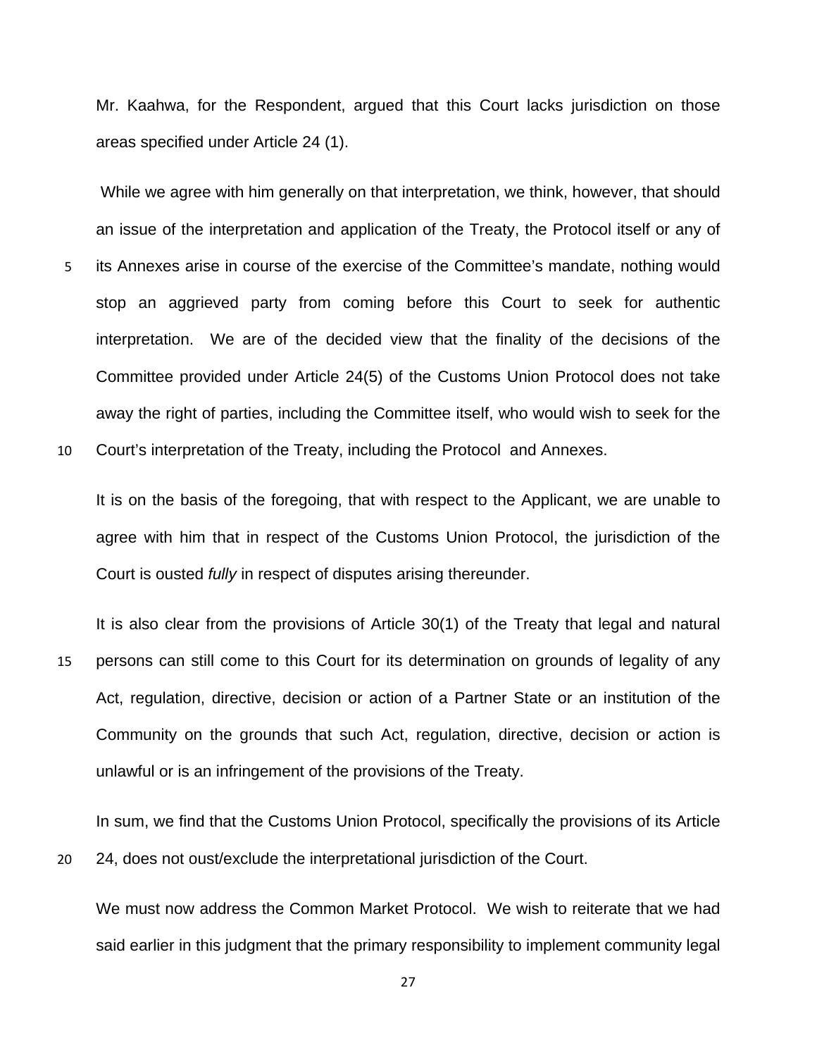Mr. Kaahwa, for the Respondent, argued that this Court lacks jurisdiction on those areas specified under Article 24 (1).

While we agree with him generally on that interpretation, we think, however, that should an issue of the interpretation and application of the Treaty, the Protocol itself or any of its Annexes arise in course of the exercise of the Committee's mandate, nothing would stop an aggrieved party from coming before this Court to seek for authentic interpretation. We are of the decided view that the finality of the decisions of the Committee provided under Article 24(5) of the Customs Union Protocol does not take away the right of parties, including the Committee itself, who would wish to seek for the Court's interpretation of the Treaty, including the Protocol and Annexes.

It is on the basis of the foregoing, that with respect to the Applicant, we are unable to agree with him that in respect of the Customs Union Protocol, the jurisdiction of the Court is ousted *fully* in respect of disputes arising thereunder.

It is also clear from the provisions of Article 30(1) of the Treaty that legal and natural persons can still come to this Court for its determination on grounds of legality of any Act, regulation, directive, decision or action of a Partner State or an institution of the Community on the grounds that such Act, regulation, directive, decision or action is unlawful or is an infringement of the provisions of the Treaty.

In sum, we find that the Customs Union Protocol, specifically the provisions of its Article 24, does not oust/exclude the interpretational jurisdiction of the Court.

We must now address the Common Market Protocol. We wish to reiterate that we had said earlier in this judgment that the primary responsibility to implement community legal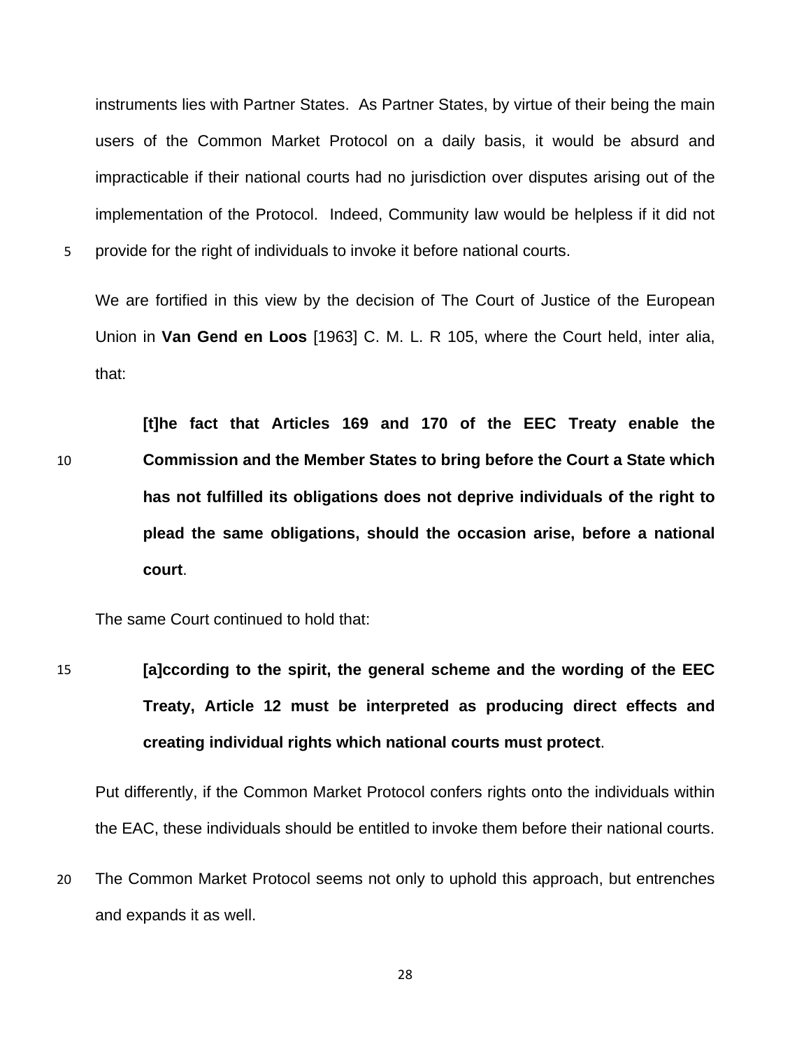instruments lies with Partner States. As Partner States, by virtue of their being the main users of the Common Market Protocol on a daily basis, it would be absurd and impracticable if their national courts had no jurisdiction over disputes arising out of the implementation of the Protocol. Indeed, Community law would be helpless if it did not provide for the right of individuals to invoke it before national courts.

We are fortified in this view by the decision of The Court of Justice of the European Union in **Van Gend en Loos** [1963] C. M. L. R 105, where the Court held, inter alia, that:

> **[t]he fact that Articles 169 and 170 of the EEC Treaty enable the Commission and the Member States to bring before the Court a State which has not fulfilled its obligations does not deprive individuals of the right to plead the same obligations, should the occasion arise, before a national court**.

The same Court continued to hold that:

> **[a]ccording to the spirit, the general scheme and the wording of the EEC Treaty, Article 12 must be interpreted as producing direct effects and creating individual rights which national courts must protect**.

Put differently, if the Common Market Protocol confers rights onto the individuals within the EAC, these individuals should be entitled to invoke them before their national courts.

The Common Market Protocol seems not only to uphold this approach, but entrenches and expands it as well.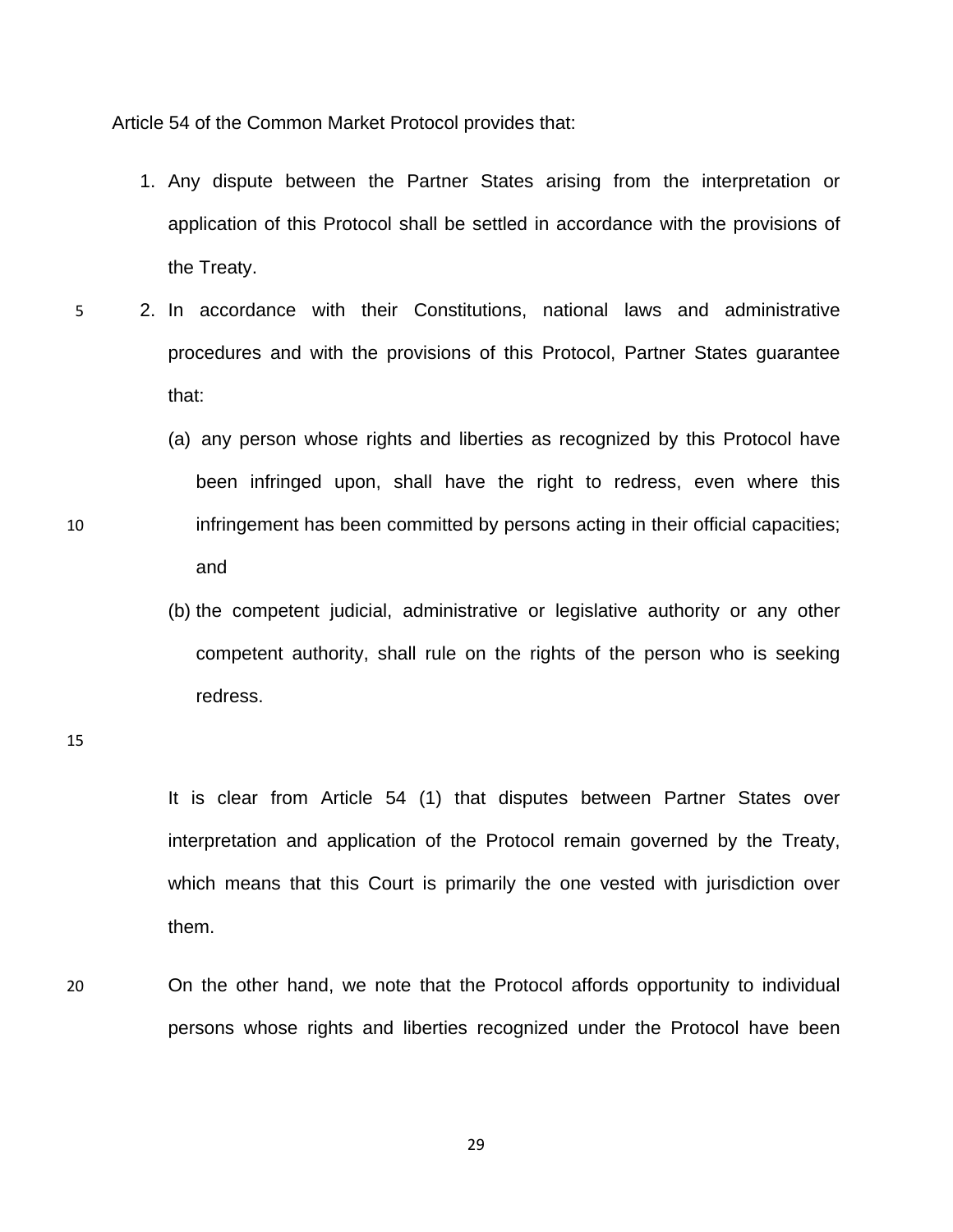Article 54 of the Common Market Protocol provides that:

1. Any dispute between the Partner States arising from the interpretation or application of this Protocol shall be settled in accordance with the provisions of the Treaty.
2. In accordance with their Constitutions, national laws and administrative procedures and with the provisions of this Protocol, Partner States guarantee that:

   (a) any person whose rights and liberties as recognized by this Protocol have been infringed upon, shall have the right to redress, even where this infringement has been committed by persons acting in their official capacities; and

   (b) the competent judicial, administrative or legislative authority or any other competent authority, shall rule on the rights of the person who is seeking redress.

It is clear from Article 54 (1) that disputes between Partner States over interpretation and application of the Protocol remain governed by the Treaty, which means that this Court is primarily the one vested with jurisdiction over them.

On the other hand, we note that the Protocol affords opportunity to individual persons whose rights and liberties recognized under the Protocol have been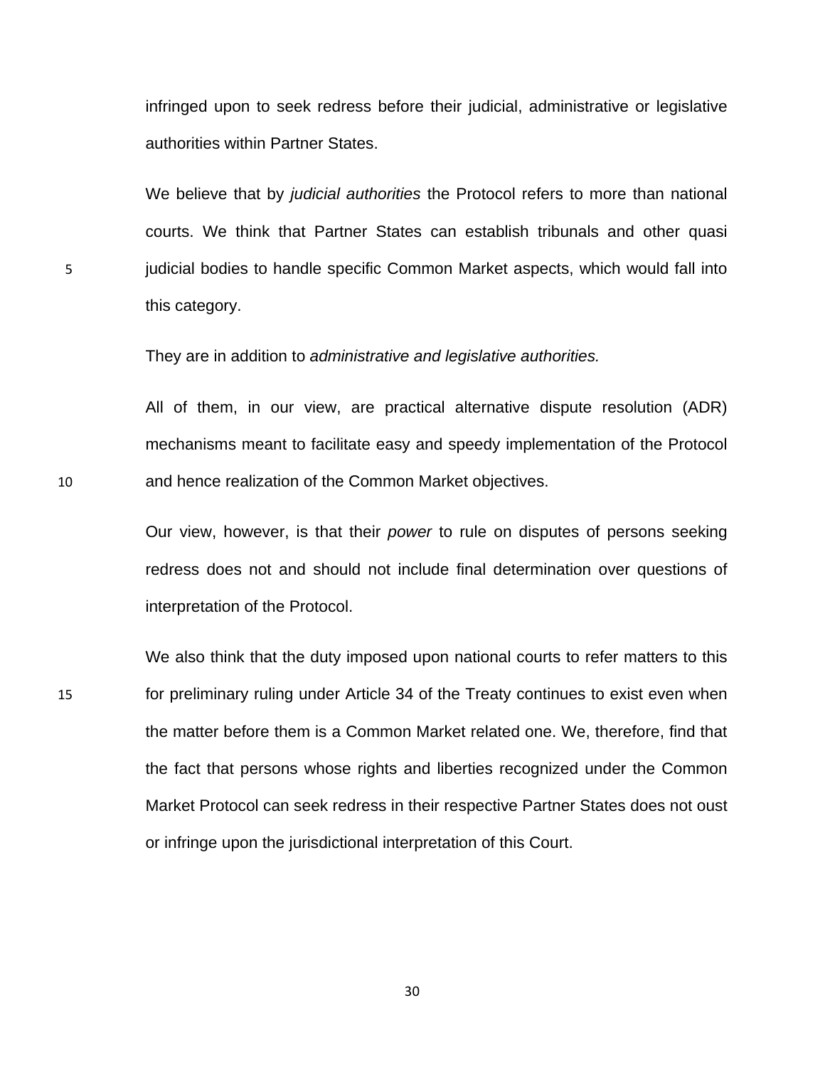infringed upon to seek redress before their judicial, administrative or legislative authorities within Partner States.

We believe that by *judicial authorities* the Protocol refers to more than national courts. We think that Partner States can establish tribunals and other quasi judicial bodies to handle specific Common Market aspects, which would fall into this category.

They are in addition to *administrative and legislative authorities.*

All of them, in our view, are practical alternative dispute resolution (ADR) mechanisms meant to facilitate easy and speedy implementation of the Protocol and hence realization of the Common Market objectives.

Our view, however, is that their *power* to rule on disputes of persons seeking redress does not and should not include final determination over questions of interpretation of the Protocol.

We also think that the duty imposed upon national courts to refer matters to this for preliminary ruling under Article 34 of the Treaty continues to exist even when the matter before them is a Common Market related one. We, therefore, find that the fact that persons whose rights and liberties recognized under the Common Market Protocol can seek redress in their respective Partner States does not oust or infringe upon the jurisdictional interpretation of this Court.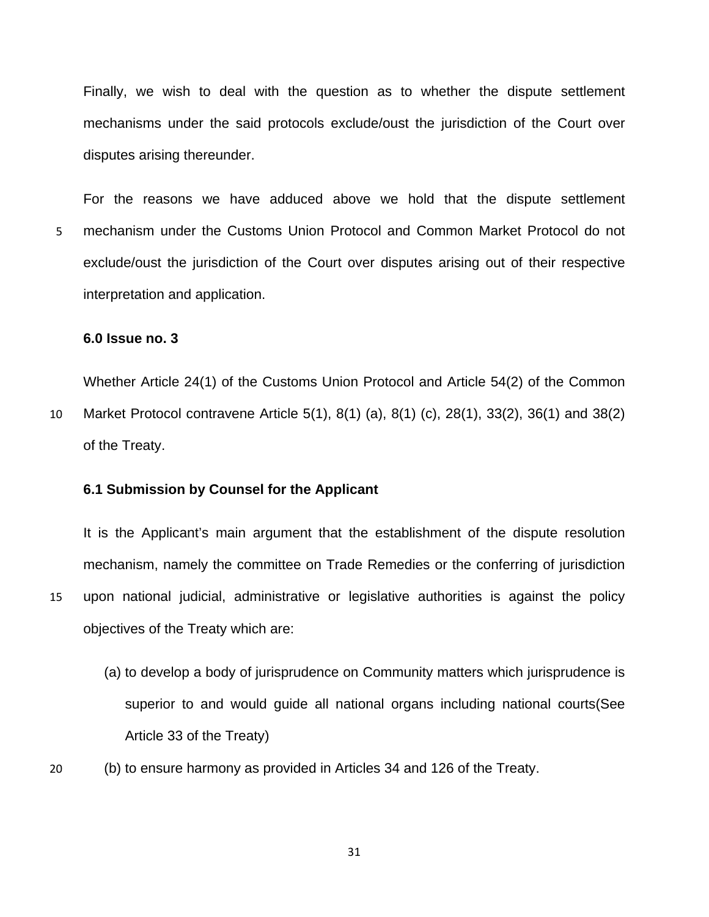Finally, we wish to deal with the question as to whether the dispute settlement mechanisms under the said protocols exclude/oust the jurisdiction of the Court over disputes arising thereunder.

For the reasons we have adduced above we hold that the dispute settlement mechanism under the Customs Union Protocol and Common Market Protocol do not exclude/oust the jurisdiction of the Court over disputes arising out of their respective interpretation and application.

**6.0 Issue no. 3**

Whether Article 24(1) of the Customs Union Protocol and Article 54(2) of the Common Market Protocol contravene Article 5(1), 8(1) (a), 8(1) (c), 28(1), 33(2), 36(1) and 38(2) of the Treaty.

**6.1 Submission by Counsel for the Applicant**

It is the Applicant's main argument that the establishment of the dispute resolution mechanism, namely the committee on Trade Remedies or the conferring of jurisdiction upon national judicial, administrative or legislative authorities is against the policy objectives of the Treaty which are:

(a) to develop a body of jurisprudence on Community matters which jurisprudence is superior to and would guide all national organs including national courts(See Article 33 of the Treaty)

(b) to ensure harmony as provided in Articles 34 and 126 of the Treaty.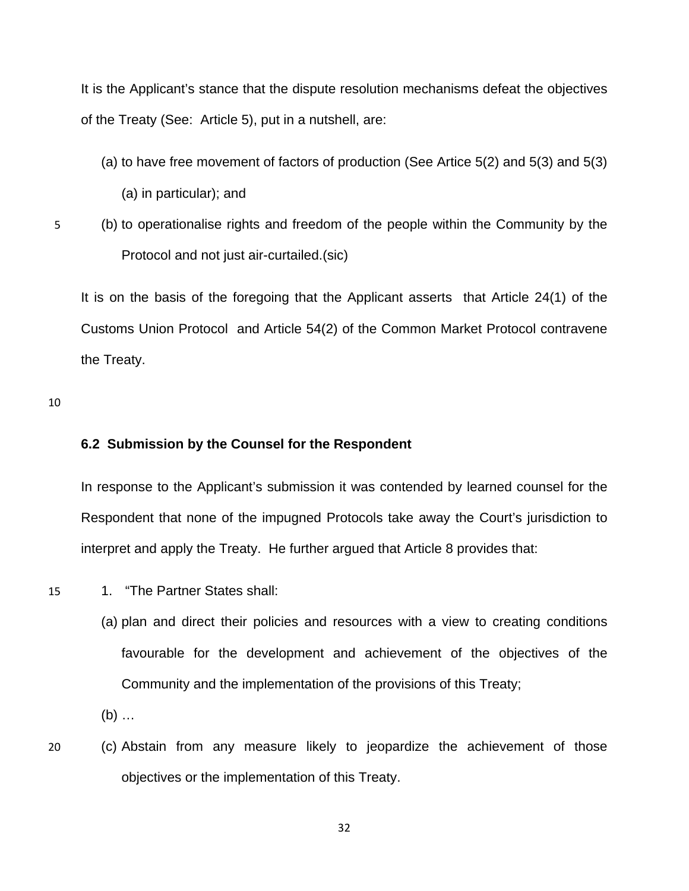It is the Applicant's stance that the dispute resolution mechanisms defeat the objectives of the Treaty (See: Article 5), put in a nutshell, are:

(a) to have free movement of factors of production (See Artice 5(2) and 5(3) and 5(3) (a) in particular); and

(b) to operationalise rights and freedom of the people within the Community by the Protocol and not just air-curtailed.(sic)

It is on the basis of the foregoing that the Applicant asserts that Article 24(1) of the Customs Union Protocol and Article 54(2) of the Common Market Protocol contravene the Treaty.

**6.2 Submission by the Counsel for the Respondent**

In response to the Applicant's submission it was contended by learned counsel for the Respondent that none of the impugned Protocols take away the Court's jurisdiction to interpret and apply the Treaty. He further argued that Article 8 provides that:

1. "The Partner States shall:

(a) plan and direct their policies and resources with a view to creating conditions favourable for the development and achievement of the objectives of the Community and the implementation of the provisions of this Treaty;

(b) …

(c) Abstain from any measure likely to jeopardize the achievement of those objectives or the implementation of this Treaty.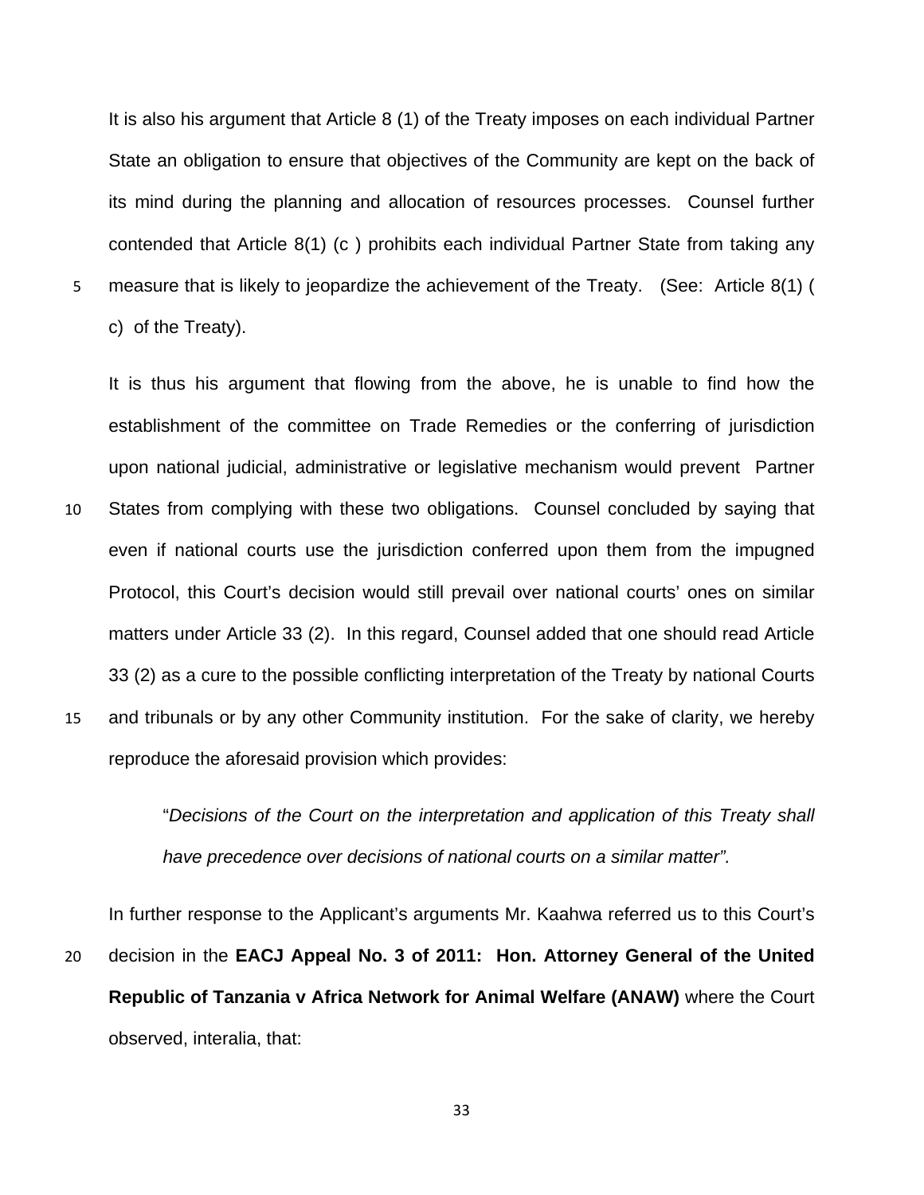It is also his argument that Article 8 (1) of the Treaty imposes on each individual Partner State an obligation to ensure that objectives of the Community are kept on the back of its mind during the planning and allocation of resources processes. Counsel further contended that Article 8(1) (c ) prohibits each individual Partner State from taking any measure that is likely to jeopardize the achievement of the Treaty. (See: Article 8(1) ( c) of the Treaty).

It is thus his argument that flowing from the above, he is unable to find how the establishment of the committee on Trade Remedies or the conferring of jurisdiction upon national judicial, administrative or legislative mechanism would prevent Partner States from complying with these two obligations. Counsel concluded by saying that even if national courts use the jurisdiction conferred upon them from the impugned Protocol, this Court's decision would still prevail over national courts' ones on similar matters under Article 33 (2). In this regard, Counsel added that one should read Article 33 (2) as a cure to the possible conflicting interpretation of the Treaty by national Courts and tribunals or by any other Community institution. For the sake of clarity, we hereby reproduce the aforesaid provision which provides:

> "*Decisions of the Court on the interpretation and application of this Treaty shall have precedence over decisions of national courts on a similar matter".*

In further response to the Applicant's arguments Mr. Kaahwa referred us to this Court's decision in the **EACJ Appeal No. 3 of 2011: Hon. Attorney General of the United Republic of Tanzania v Africa Network for Animal Welfare (ANAW)** where the Court observed, interalia, that: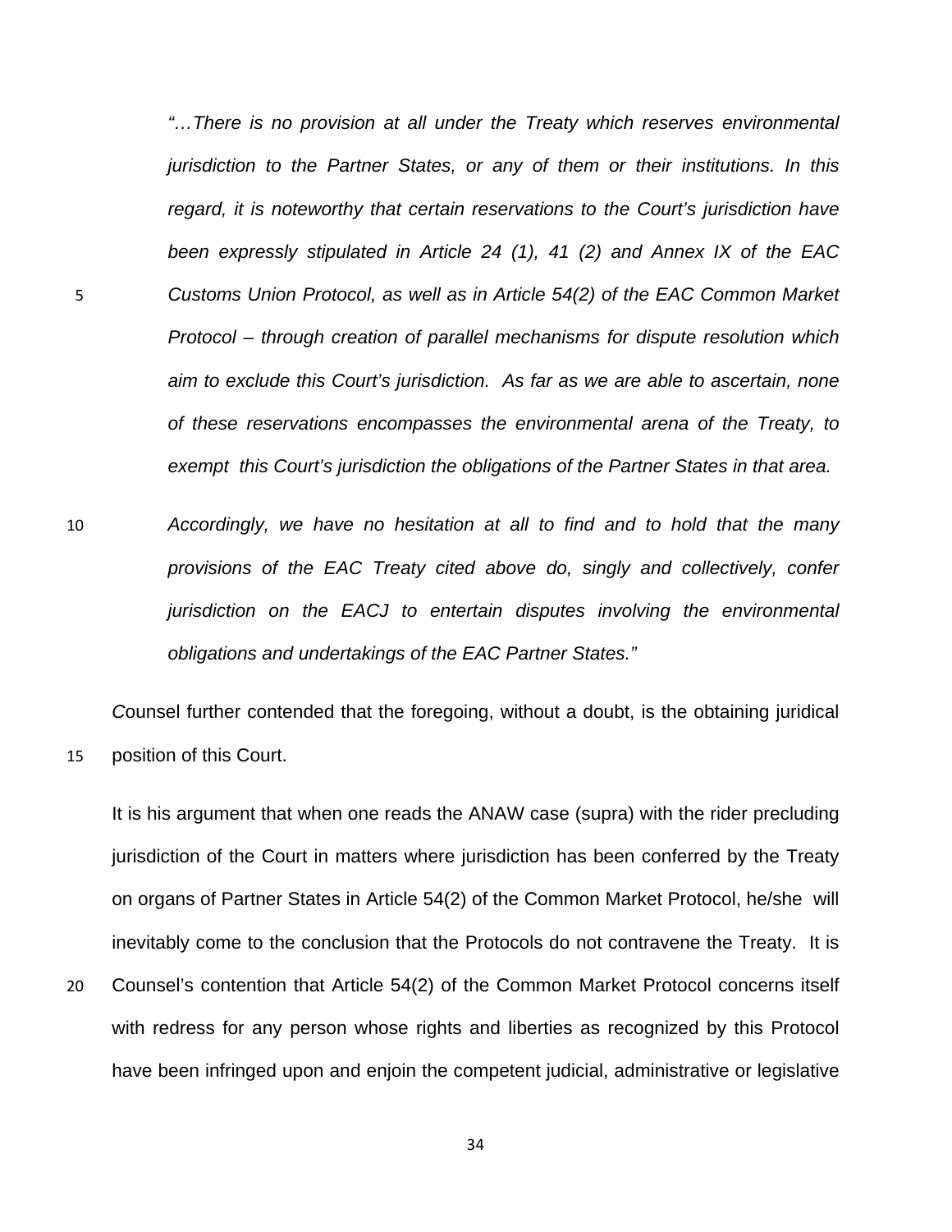*"…There is no provision at all under the Treaty which reserves environmental jurisdiction to the Partner States, or any of them or their institutions. In this regard, it is noteworthy that certain reservations to the Court's jurisdiction have been expressly stipulated in Article 24 (1), 41 (2) and Annex IX of the EAC Customs Union Protocol, as well as in Article 54(2) of the EAC Common Market Protocol – through creation of parallel mechanisms for dispute resolution which aim to exclude this Court's jurisdiction. As far as we are able to ascertain, none of these reservations encompasses the environmental arena of the Treaty, to exempt this Court's jurisdiction the obligations of the Partner States in that area.*

*Accordingly, we have no hesitation at all to find and to hold that the many provisions of the EAC Treaty cited above do, singly and collectively, confer jurisdiction on the EACJ to entertain disputes involving the environmental obligations and undertakings of the EAC Partner States."*

*C*ounsel further contended that the foregoing, without a doubt, is the obtaining juridical position of this Court.

It is his argument that when one reads the ANAW case (supra) with the rider precluding jurisdiction of the Court in matters where jurisdiction has been conferred by the Treaty on organs of Partner States in Article 54(2) of the Common Market Protocol, he/she will inevitably come to the conclusion that the Protocols do not contravene the Treaty. It is Counsel's contention that Article 54(2) of the Common Market Protocol concerns itself with redress for any person whose rights and liberties as recognized by this Protocol have been infringed upon and enjoin the competent judicial, administrative or legislative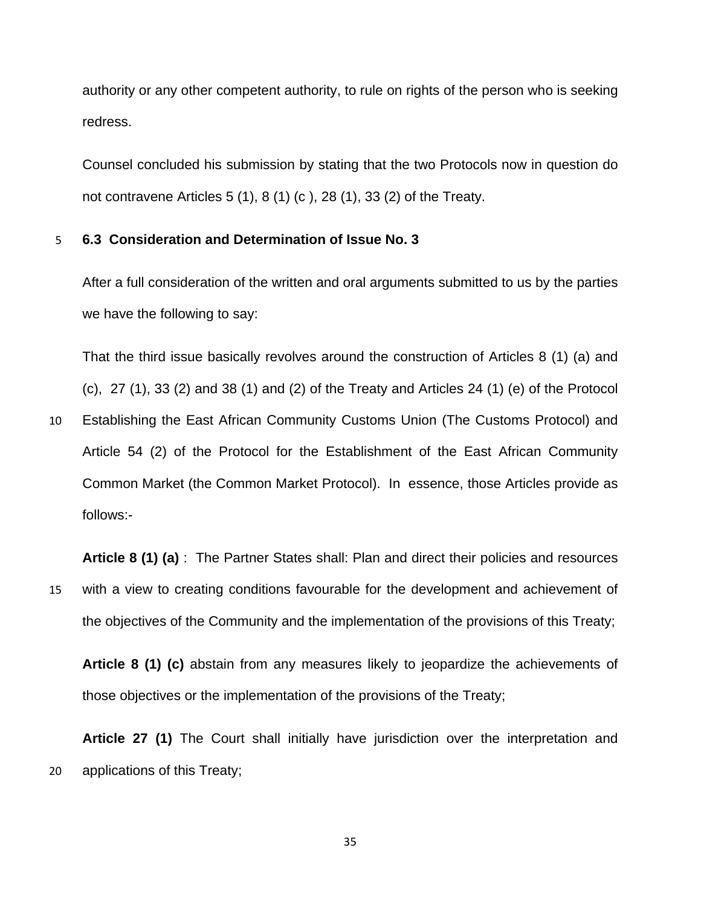authority or any other competent authority, to rule on rights of the person who is seeking redress.

Counsel concluded his submission by stating that the two Protocols now in question do not contravene Articles 5 (1), 8 (1) (c ), 28 (1), 33 (2) of the Treaty.

### 6.3 Consideration and Determination of Issue No. 3

After a full consideration of the written and oral arguments submitted to us by the parties we have the following to say:

That the third issue basically revolves around the construction of Articles 8 (1) (a) and (c), 27 (1), 33 (2) and 38 (1) and (2) of the Treaty and Articles 24 (1) (e) of the Protocol Establishing the East African Community Customs Union (The Customs Protocol) and Article 54 (2) of the Protocol for the Establishment of the East African Community Common Market (the Common Market Protocol). In essence, those Articles provide as follows:-

**Article 8 (1) (a)** : The Partner States shall: Plan and direct their policies and resources with a view to creating conditions favourable for the development and achievement of the objectives of the Community and the implementation of the provisions of this Treaty;

**Article 8 (1) (c)** abstain from any measures likely to jeopardize the achievements of those objectives or the implementation of the provisions of the Treaty;

**Article 27 (1)** The Court shall initially have jurisdiction over the interpretation and applications of this Treaty;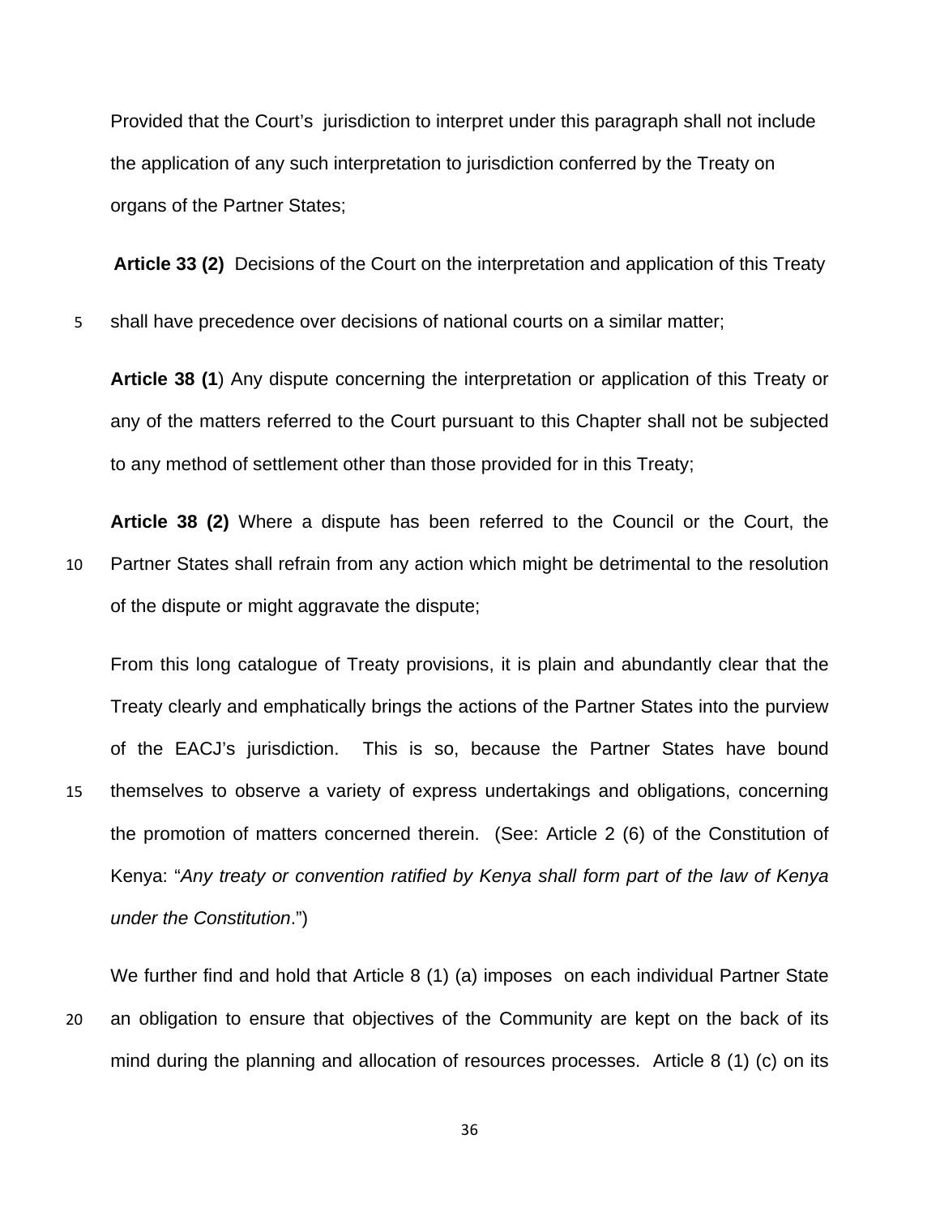Provided that the Court's jurisdiction to interpret under this paragraph shall not include the application of any such interpretation to jurisdiction conferred by the Treaty on organs of the Partner States;

**Article 33 (2)** Decisions of the Court on the interpretation and application of this Treaty shall have precedence over decisions of national courts on a similar matter;

**Article 38 (1**) Any dispute concerning the interpretation or application of this Treaty or any of the matters referred to the Court pursuant to this Chapter shall not be subjected to any method of settlement other than those provided for in this Treaty;

**Article 38 (2)** Where a dispute has been referred to the Council or the Court, the Partner States shall refrain from any action which might be detrimental to the resolution of the dispute or might aggravate the dispute;

From this long catalogue of Treaty provisions, it is plain and abundantly clear that the Treaty clearly and emphatically brings the actions of the Partner States into the purview of the EACJ's jurisdiction. This is so, because the Partner States have bound themselves to observe a variety of express undertakings and obligations, concerning the promotion of matters concerned therein. (See: Article 2 (6) of the Constitution of Kenya: "*Any treaty or convention ratified by Kenya shall form part of the law of Kenya under the Constitution*.")

We further find and hold that Article 8 (1) (a) imposes on each individual Partner State an obligation to ensure that objectives of the Community are kept on the back of its mind during the planning and allocation of resources processes. Article 8 (1) (c) on its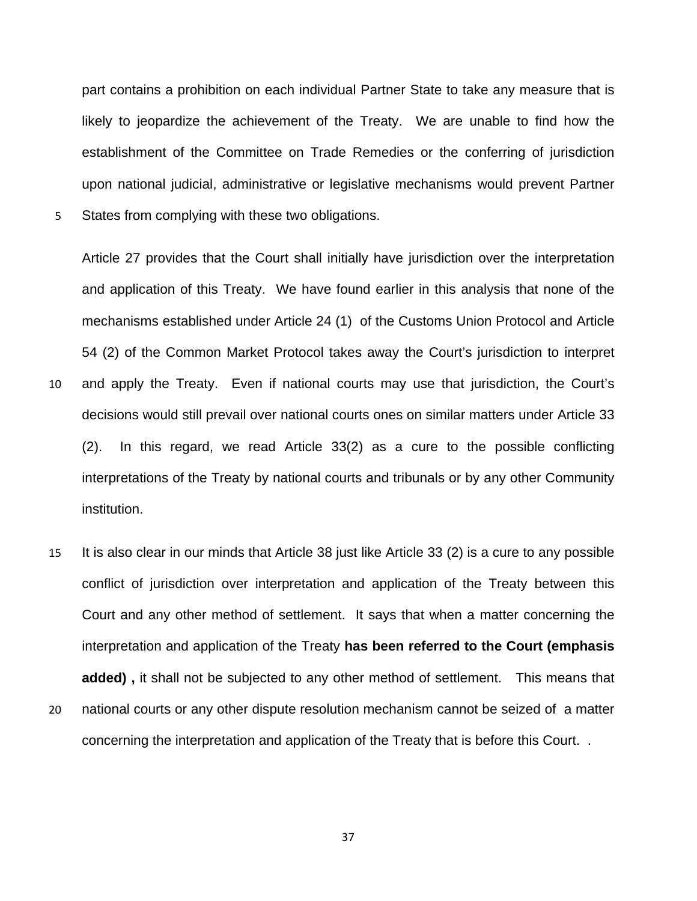part contains a prohibition on each individual Partner State to take any measure that is likely to jeopardize the achievement of the Treaty. We are unable to find how the establishment of the Committee on Trade Remedies or the conferring of jurisdiction upon national judicial, administrative or legislative mechanisms would prevent Partner States from complying with these two obligations.

Article 27 provides that the Court shall initially have jurisdiction over the interpretation and application of this Treaty. We have found earlier in this analysis that none of the mechanisms established under Article 24 (1) of the Customs Union Protocol and Article 54 (2) of the Common Market Protocol takes away the Court's jurisdiction to interpret and apply the Treaty. Even if national courts may use that jurisdiction, the Court's decisions would still prevail over national courts ones on similar matters under Article 33 (2). In this regard, we read Article 33(2) as a cure to the possible conflicting interpretations of the Treaty by national courts and tribunals or by any other Community institution.

It is also clear in our minds that Article 38 just like Article 33 (2) is a cure to any possible conflict of jurisdiction over interpretation and application of the Treaty between this Court and any other method of settlement. It says that when a matter concerning the interpretation and application of the Treaty **has been referred to the Court (emphasis added) ,** it shall not be subjected to any other method of settlement. This means that national courts or any other dispute resolution mechanism cannot be seized of a matter concerning the interpretation and application of the Treaty that is before this Court. .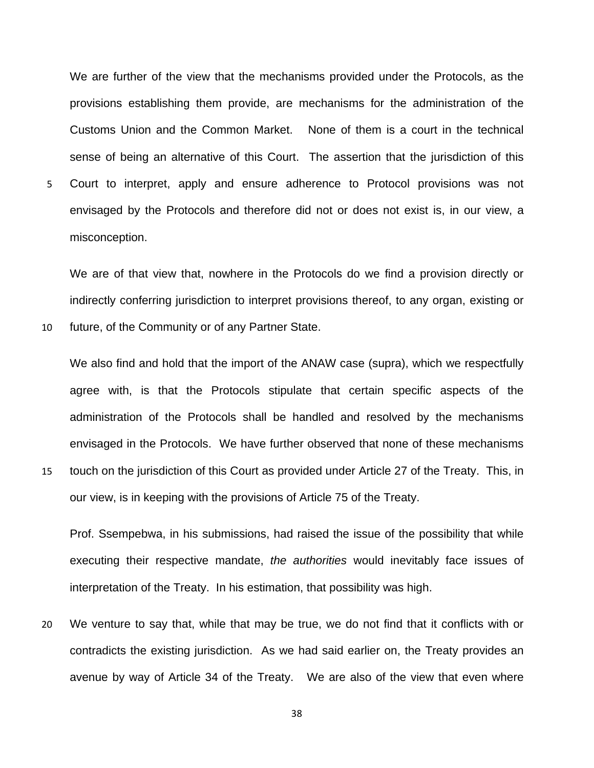We are further of the view that the mechanisms provided under the Protocols, as the provisions establishing them provide, are mechanisms for the administration of the Customs Union and the Common Market. None of them is a court in the technical sense of being an alternative of this Court. The assertion that the jurisdiction of this Court to interpret, apply and ensure adherence to Protocol provisions was not envisaged by the Protocols and therefore did not or does not exist is, in our view, a misconception.

We are of that view that, nowhere in the Protocols do we find a provision directly or indirectly conferring jurisdiction to interpret provisions thereof, to any organ, existing or future, of the Community or of any Partner State.

We also find and hold that the import of the ANAW case (supra), which we respectfully agree with, is that the Protocols stipulate that certain specific aspects of the administration of the Protocols shall be handled and resolved by the mechanisms envisaged in the Protocols. We have further observed that none of these mechanisms touch on the jurisdiction of this Court as provided under Article 27 of the Treaty. This, in our view, is in keeping with the provisions of Article 75 of the Treaty.

Prof. Ssempebwa, in his submissions, had raised the issue of the possibility that while executing their respective mandate, *the authorities* would inevitably face issues of interpretation of the Treaty. In his estimation, that possibility was high.

We venture to say that, while that may be true, we do not find that it conflicts with or contradicts the existing jurisdiction. As we had said earlier on, the Treaty provides an avenue by way of Article 34 of the Treaty. We are also of the view that even where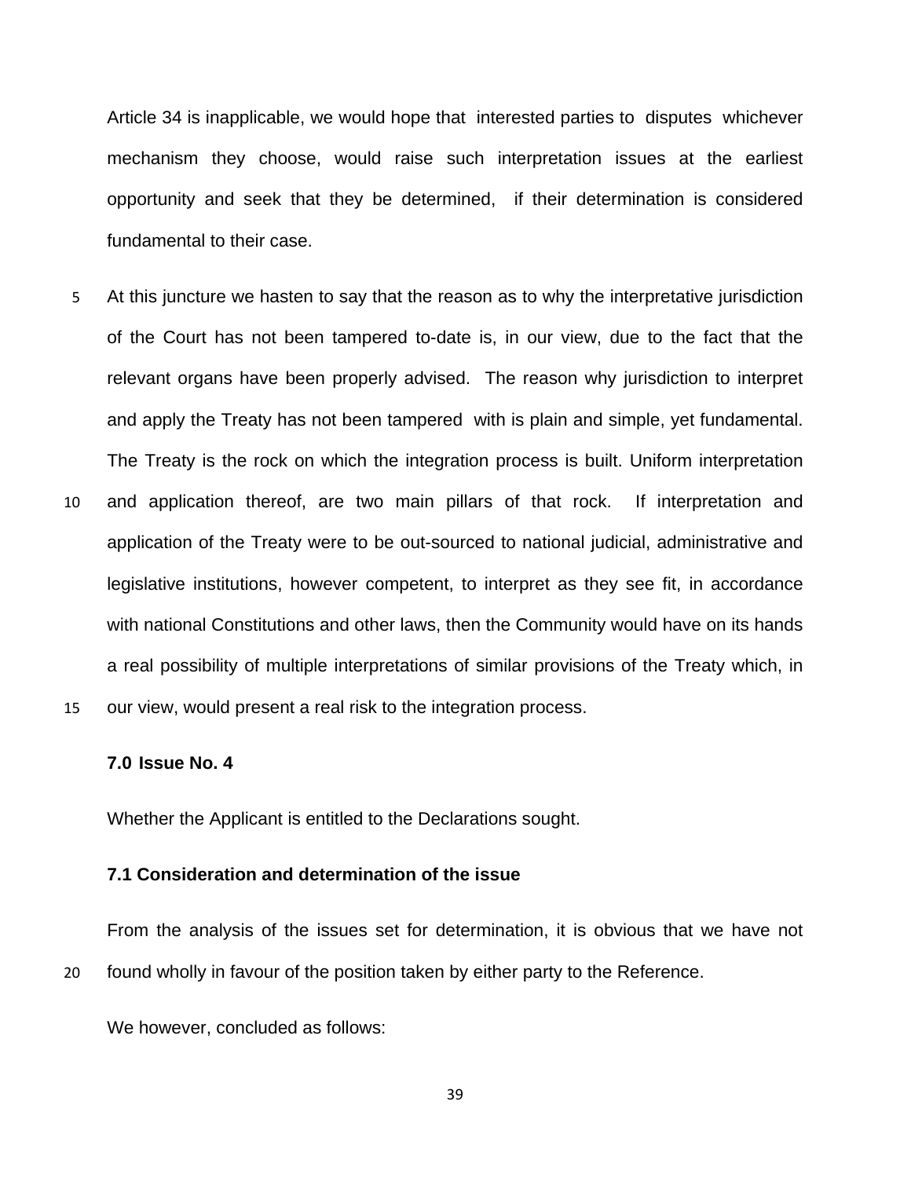Article 34 is inapplicable, we would hope that interested parties to disputes whichever mechanism they choose, would raise such interpretation issues at the earliest opportunity and seek that they be determined, if their determination is considered fundamental to their case.

At this juncture we hasten to say that the reason as to why the interpretative jurisdiction of the Court has not been tampered to-date is, in our view, due to the fact that the relevant organs have been properly advised. The reason why jurisdiction to interpret and apply the Treaty has not been tampered with is plain and simple, yet fundamental. The Treaty is the rock on which the integration process is built. Uniform interpretation and application thereof, are two main pillars of that rock. If interpretation and application of the Treaty were to be out-sourced to national judicial, administrative and legislative institutions, however competent, to interpret as they see fit, in accordance with national Constitutions and other laws, then the Community would have on its hands a real possibility of multiple interpretations of similar provisions of the Treaty which, in our view, would present a real risk to the integration process.

**7.0 Issue No. 4**

Whether the Applicant is entitled to the Declarations sought.

**7.1 Consideration and determination of the issue**

From the analysis of the issues set for determination, it is obvious that we have not found wholly in favour of the position taken by either party to the Reference.

We however, concluded as follows: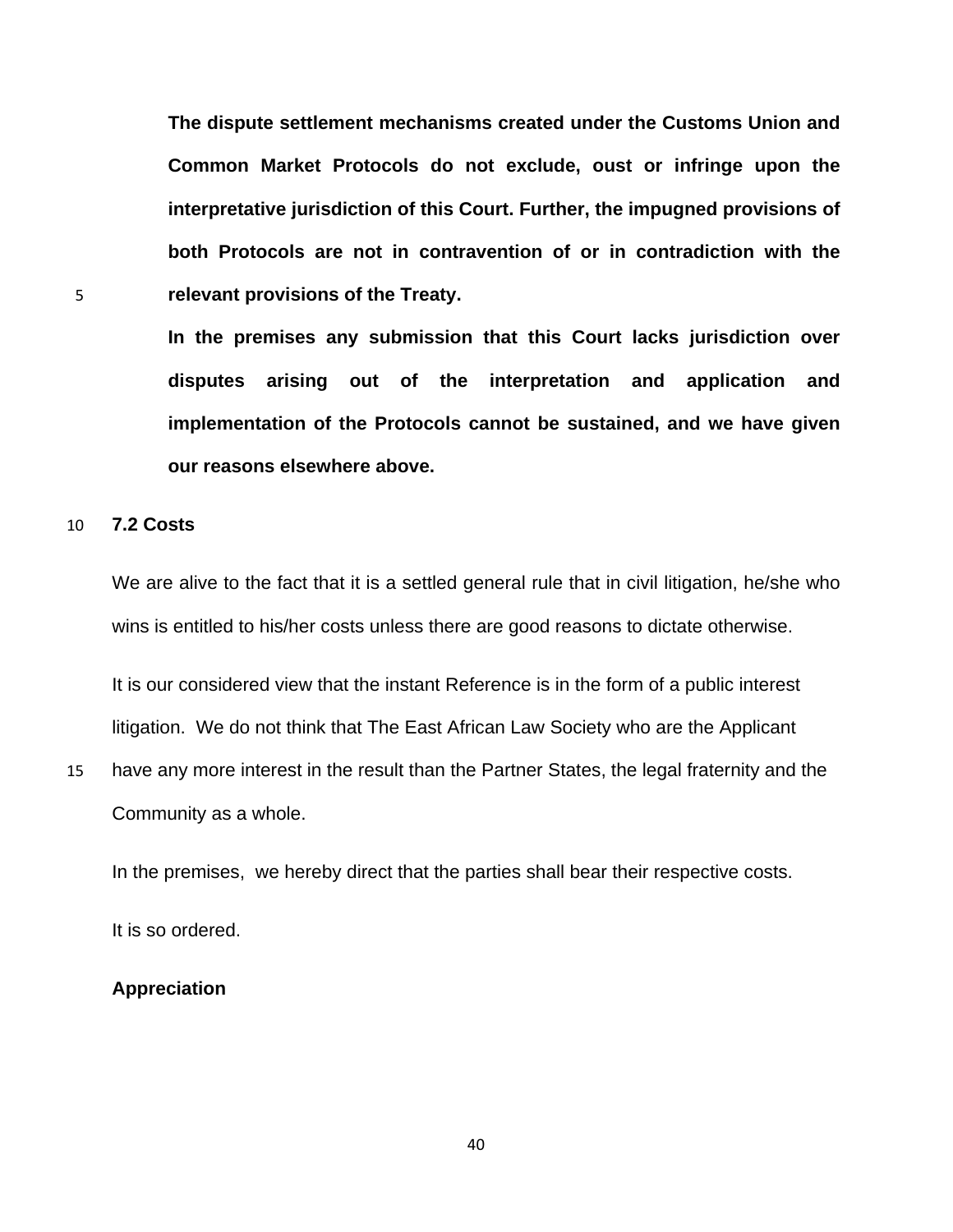**The dispute settlement mechanisms created under the Customs Union and Common Market Protocols do not exclude, oust or infringe upon the interpretative jurisdiction of this Court. Further, the impugned provisions of both Protocols are not in contravention of or in contradiction with the relevant provisions of the Treaty.**

**In the premises any submission that this Court lacks jurisdiction over disputes arising out of the interpretation and application and implementation of the Protocols cannot be sustained, and we have given our reasons elsewhere above.**

### 7.2 Costs

We are alive to the fact that it is a settled general rule that in civil litigation, he/she who wins is entitled to his/her costs unless there are good reasons to dictate otherwise.

It is our considered view that the instant Reference is in the form of a public interest litigation. We do not think that The East African Law Society who are the Applicant have any more interest in the result than the Partner States, the legal fraternity and the Community as a whole.

In the premises, we hereby direct that the parties shall bear their respective costs.

It is so ordered.

### Appreciation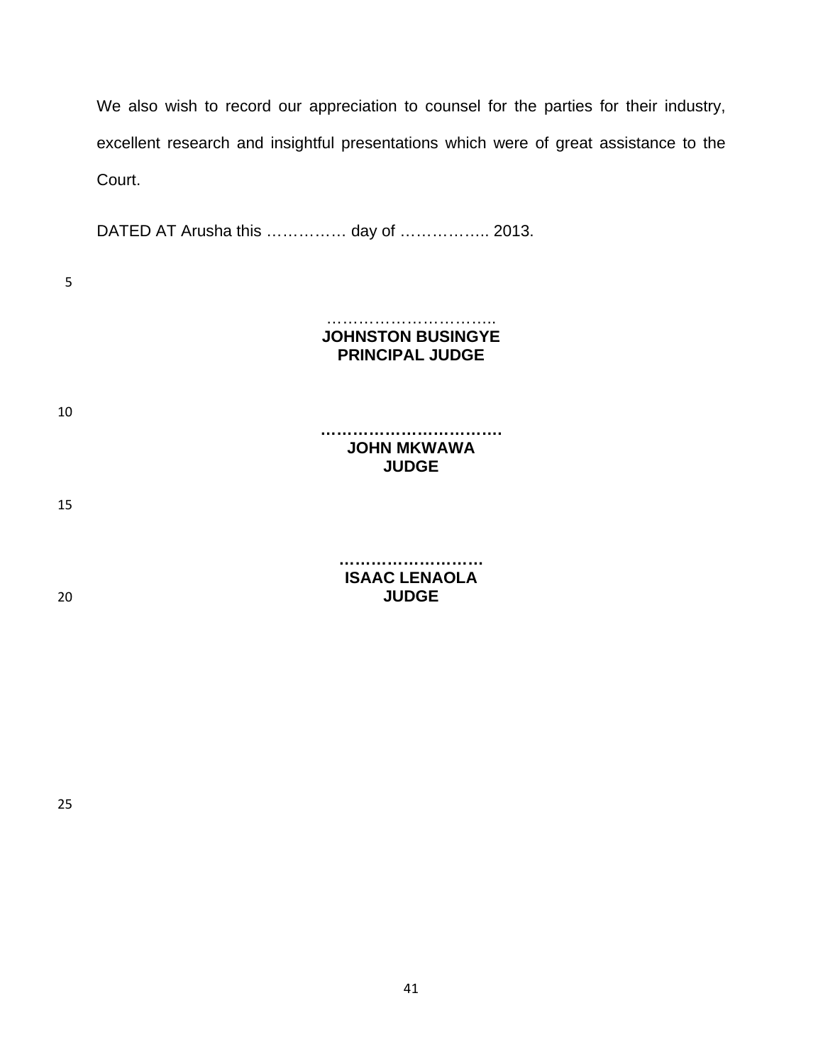We also wish to record our appreciation to counsel for the parties for their industry, excellent research and insightful presentations which were of great assistance to the Court.

DATED AT Arusha this …………… day of …………….. 2013.

…………………………..
**JOHNSTON BUSINGYE**
**PRINCIPAL JUDGE**

**…………………………….**
**JOHN MKWAWA**
**JUDGE**

**………………………**
**ISAAC LENAOLA**
**JUDGE**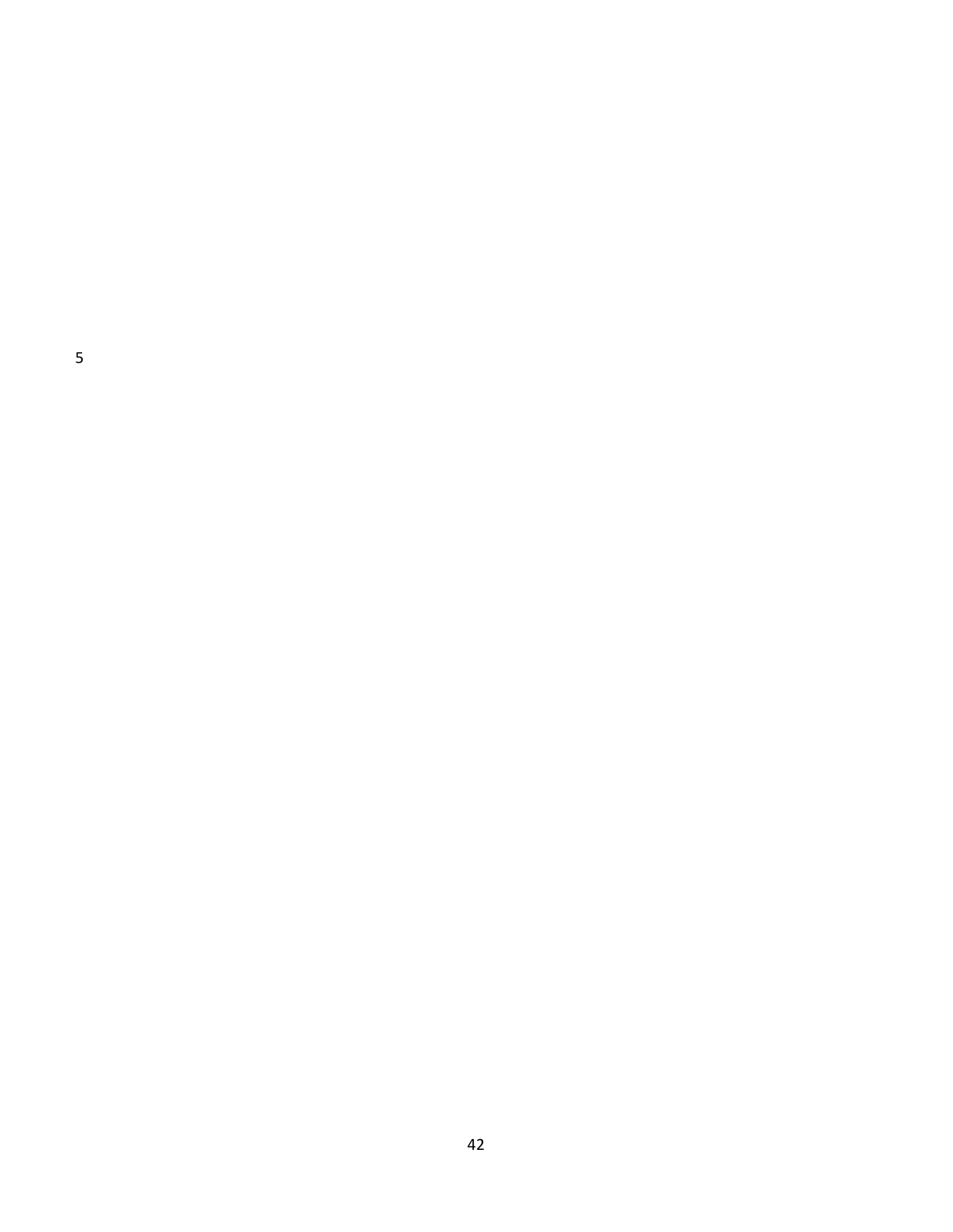5